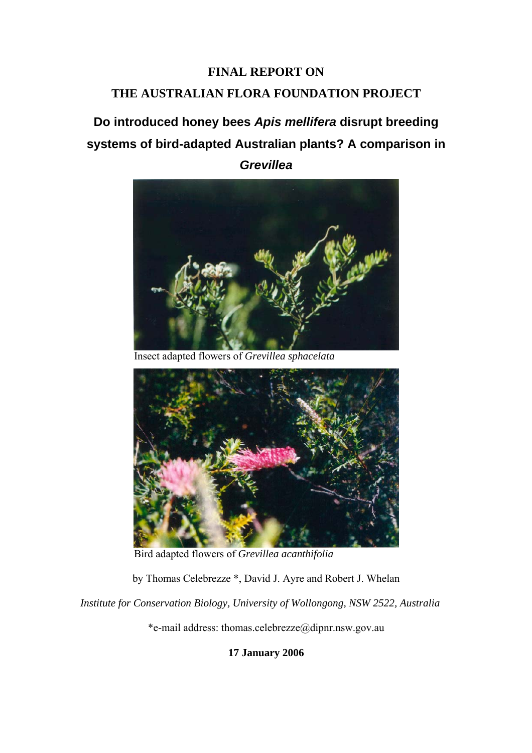**FINAL REPORT ON**

**THE AUSTRALIAN FLORA FOUNDATION PROJECT**

# Do introduced honey bees *Apis mellifera* disrupt breeding systems of bird-adapted Australian plants? A comparison in *Grevillea*

Insect adapted flowers of *Grevillea sphacelata*

Bird adapted flowers of *Grevillea acanthifolia*

by Thomas Celebrezze *, David J. Ayre and Robert J. Whelan

*Institute for Conservation Biology, University of Wollongong, NSW 2522, Australia*

*e-mail address: thomas.celebrezze@dipnr.nsw.gov.au

**17 January 2006**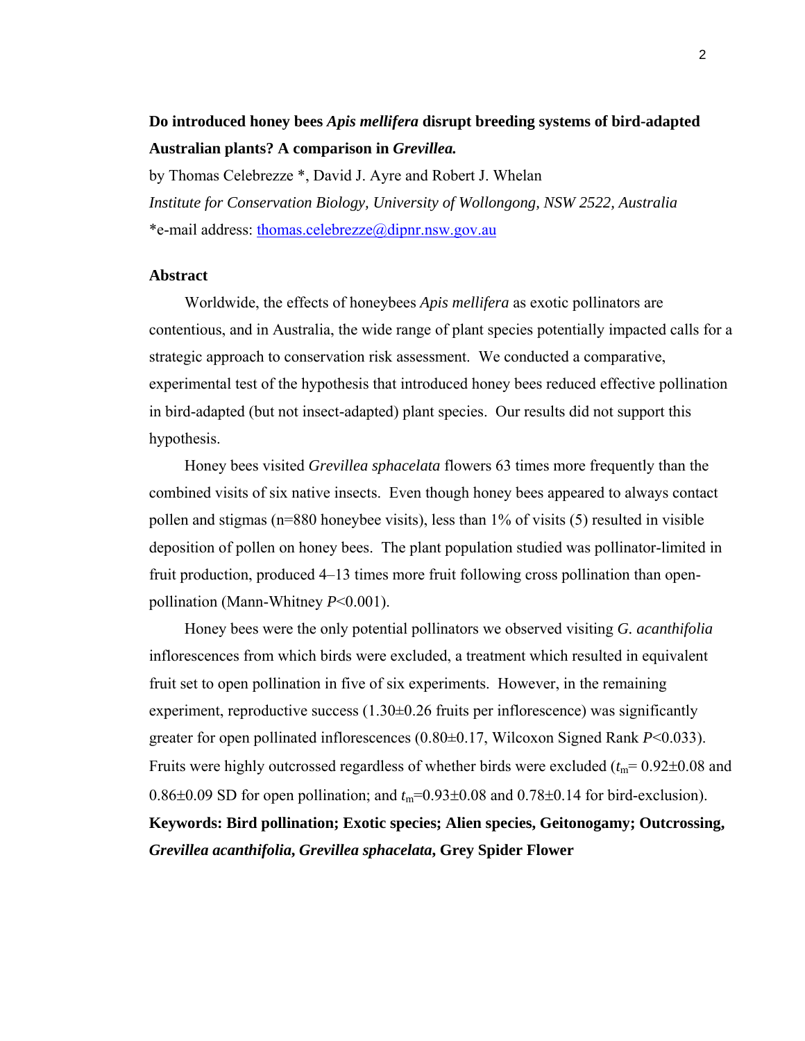**Do introduced honey bees *Apis mellifera* disrupt breeding systems of bird-adapted Australian plants? A comparison in *Grevillea.***

by Thomas Celebrezze *, David J. Ayre and Robert J. Whelan

*Institute for Conservation Biology, University of Wollongong, NSW 2522, Australia*

*e-mail address: thomas.celebrezze@dipnr.nsw.gov.au

## Abstract

Worldwide, the effects of honeybees *Apis mellifera* as exotic pollinators are contentious, and in Australia, the wide range of plant species potentially impacted calls for a strategic approach to conservation risk assessment. We conducted a comparative, experimental test of the hypothesis that introduced honey bees reduced effective pollination in bird-adapted (but not insect-adapted) plant species. Our results did not support this hypothesis.

Honey bees visited *Grevillea sphacelata* flowers 63 times more frequently than the combined visits of six native insects. Even though honey bees appeared to always contact pollen and stigmas (n=880 honeybee visits), less than 1% of visits (5) resulted in visible deposition of pollen on honey bees. The plant population studied was pollinator-limited in fruit production, produced 4–13 times more fruit following cross pollination than open-pollination (Mann-Whitney $P<0.001$).

Honey bees were the only potential pollinators we observed visiting *G. acanthifolia* inflorescences from which birds were excluded, a treatment which resulted in equivalent fruit set to open pollination in five of six experiments. However, in the remaining experiment, reproductive success (1.30±0.26 fruits per inflorescence) was significantly greater for open pollinated inflorescences (0.80±0.17, Wilcoxon Signed Rank $P<0.033$). Fruits were highly outcrossed regardless of whether birds were excluded ($t_m$= 0.92±0.08 and 0.86±0.09 SD for open pollination; and $t_m$=0.93±0.08 and 0.78±0.14 for bird-exclusion).

**Keywords: Bird pollination; Exotic species; Alien species, Geitonogamy; Outcrossing, *Grevillea acanthifolia*, *Grevillea sphacelata*, Grey Spider Flower**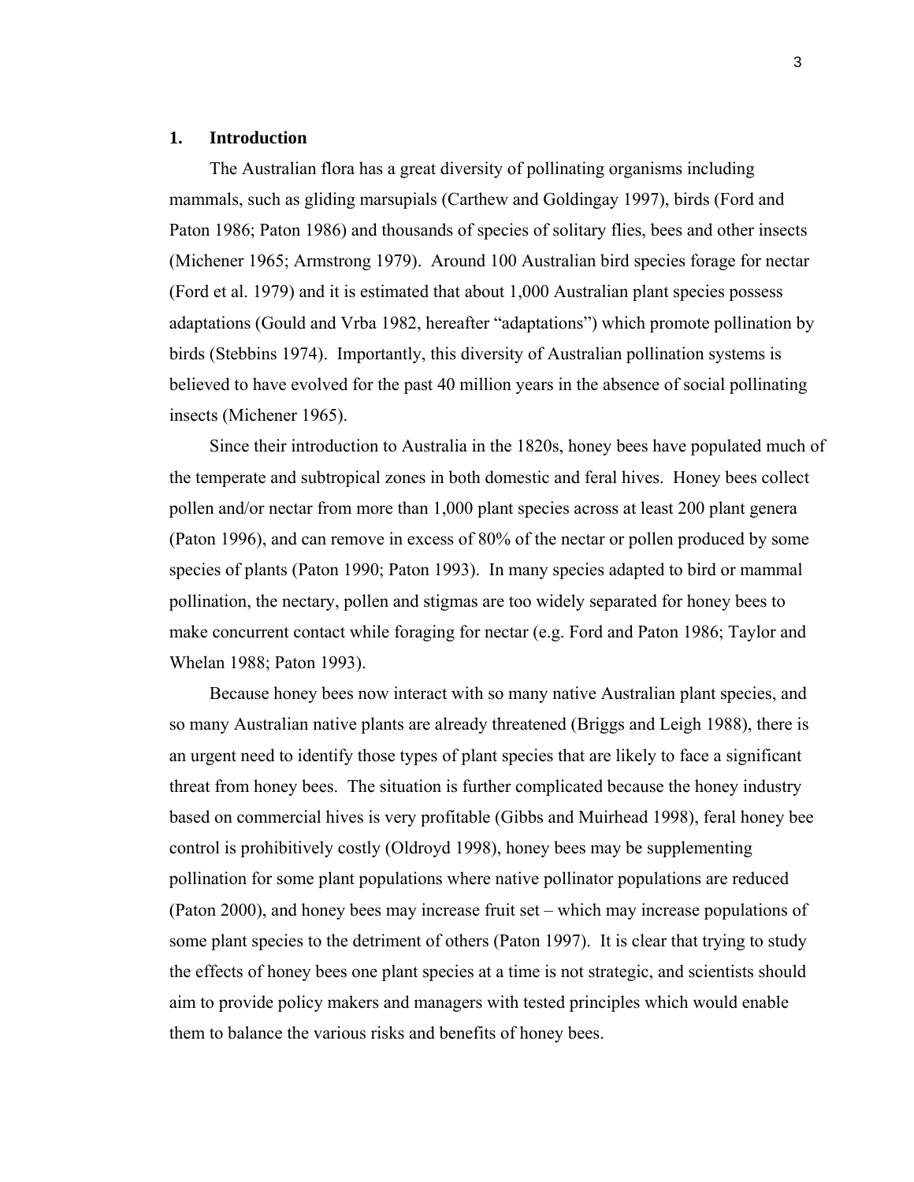# 1. Introduction

The Australian flora has a great diversity of pollinating organisms including mammals, such as gliding marsupials (Carthew and Goldingay 1997), birds (Ford and Paton 1986; Paton 1986) and thousands of species of solitary flies, bees and other insects (Michener 1965; Armstrong 1979). Around 100 Australian bird species forage for nectar (Ford et al. 1979) and it is estimated that about 1,000 Australian plant species possess adaptations (Gould and Vrba 1982, hereafter "adaptations") which promote pollination by birds (Stebbins 1974). Importantly, this diversity of Australian pollination systems is believed to have evolved for the past 40 million years in the absence of social pollinating insects (Michener 1965).

Since their introduction to Australia in the 1820s, honey bees have populated much of the temperate and subtropical zones in both domestic and feral hives. Honey bees collect pollen and/or nectar from more than 1,000 plant species across at least 200 plant genera (Paton 1996), and can remove in excess of 80% of the nectar or pollen produced by some species of plants (Paton 1990; Paton 1993). In many species adapted to bird or mammal pollination, the nectary, pollen and stigmas are too widely separated for honey bees to make concurrent contact while foraging for nectar (e.g. Ford and Paton 1986; Taylor and Whelan 1988; Paton 1993).

Because honey bees now interact with so many native Australian plant species, and so many Australian native plants are already threatened (Briggs and Leigh 1988), there is an urgent need to identify those types of plant species that are likely to face a significant threat from honey bees. The situation is further complicated because the honey industry based on commercial hives is very profitable (Gibbs and Muirhead 1998), feral honey bee control is prohibitively costly (Oldroyd 1998), honey bees may be supplementing pollination for some plant populations where native pollinator populations are reduced (Paton 2000), and honey bees may increase fruit set – which may increase populations of some plant species to the detriment of others (Paton 1997). It is clear that trying to study the effects of honey bees one plant species at a time is not strategic, and scientists should aim to provide policy makers and managers with tested principles which would enable them to balance the various risks and benefits of honey bees.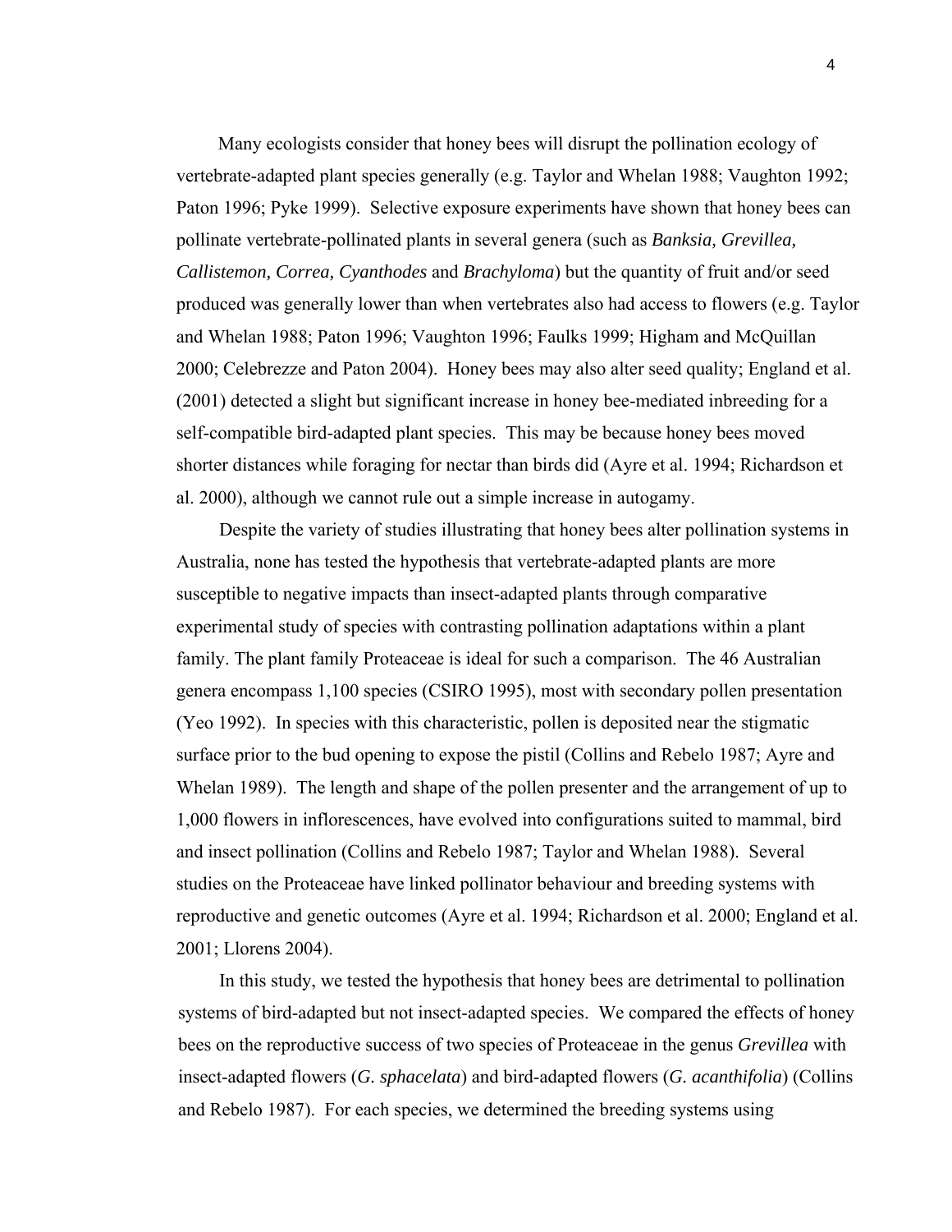Many ecologists consider that honey bees will disrupt the pollination ecology of vertebrate-adapted plant species generally (e.g. Taylor and Whelan 1988; Vaughton 1992; Paton 1996; Pyke 1999). Selective exposure experiments have shown that honey bees can pollinate vertebrate-pollinated plants in several genera (such as *Banksia, Grevillea, Callistemon, Correa, Cyanthodes* and *Brachyloma*) but the quantity of fruit and/or seed produced was generally lower than when vertebrates also had access to flowers (e.g. Taylor and Whelan 1988; Paton 1996; Vaughton 1996; Faulks 1999; Higham and McQuillan 2000; Celebrezze and Paton 2004). Honey bees may also alter seed quality; England et al. (2001) detected a slight but significant increase in honey bee-mediated inbreeding for a self-compatible bird-adapted plant species. This may be because honey bees moved shorter distances while foraging for nectar than birds did (Ayre et al. 1994; Richardson et al. 2000), although we cannot rule out a simple increase in autogamy.

Despite the variety of studies illustrating that honey bees alter pollination systems in Australia, none has tested the hypothesis that vertebrate-adapted plants are more susceptible to negative impacts than insect-adapted plants through comparative experimental study of species with contrasting pollination adaptations within a plant family. The plant family Proteaceae is ideal for such a comparison. The 46 Australian genera encompass 1,100 species (CSIRO 1995), most with secondary pollen presentation (Yeo 1992). In species with this characteristic, pollen is deposited near the stigmatic surface prior to the bud opening to expose the pistil (Collins and Rebelo 1987; Ayre and Whelan 1989). The length and shape of the pollen presenter and the arrangement of up to 1,000 flowers in inflorescences, have evolved into configurations suited to mammal, bird and insect pollination (Collins and Rebelo 1987; Taylor and Whelan 1988). Several studies on the Proteaceae have linked pollinator behaviour and breeding systems with reproductive and genetic outcomes (Ayre et al. 1994; Richardson et al. 2000; England et al. 2001; Llorens 2004).

In this study, we tested the hypothesis that honey bees are detrimental to pollination systems of bird-adapted but not insect-adapted species. We compared the effects of honey bees on the reproductive success of two species of Proteaceae in the genus *Grevillea* with insect-adapted flowers (*G. sphacelata*) and bird-adapted flowers (*G. acanthifolia*) (Collins and Rebelo 1987). For each species, we determined the breeding systems using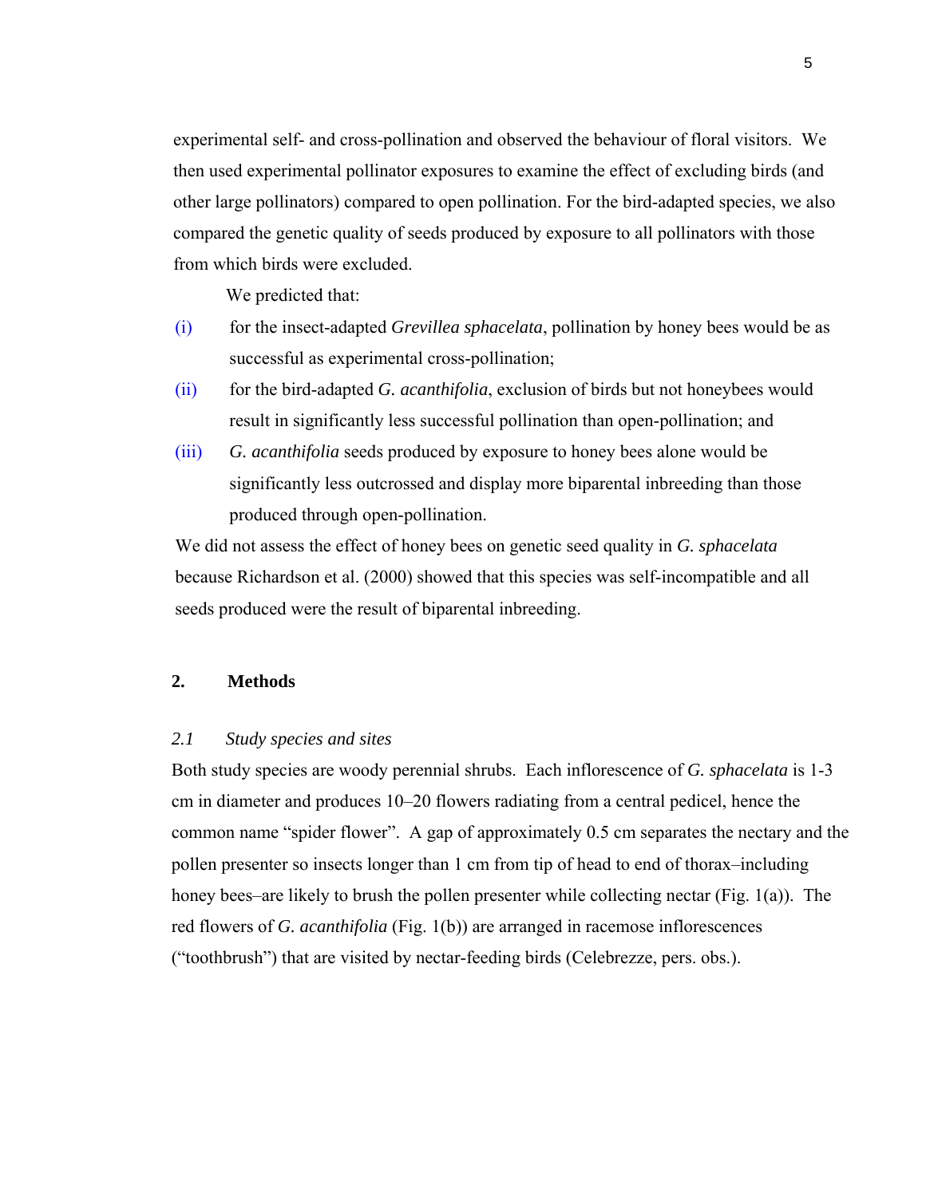experimental self- and cross-pollination and observed the behaviour of floral visitors. We then used experimental pollinator exposures to examine the effect of excluding birds (and other large pollinators) compared to open pollination. For the bird-adapted species, we also compared the genetic quality of seeds produced by exposure to all pollinators with those from which birds were excluded.

We predicted that:

(i) for the insect-adapted *Grevillea sphacelata*, pollination by honey bees would be as successful as experimental cross-pollination;

(ii) for the bird-adapted *G. acanthifolia*, exclusion of birds but not honeybees would result in significantly less successful pollination than open-pollination; and

(iii) *G. acanthifolia* seeds produced by exposure to honey bees alone would be significantly less outcrossed and display more biparental inbreeding than those produced through open-pollination.

We did not assess the effect of honey bees on genetic seed quality in *G. sphacelata* because Richardson et al. (2000) showed that this species was self-incompatible and all seeds produced were the result of biparental inbreeding.

## 2. Methods

### *2.1 Study species and sites*

Both study species are woody perennial shrubs. Each inflorescence of *G. sphacelata* is 1-3 cm in diameter and produces 10–20 flowers radiating from a central pedicel, hence the common name "spider flower". A gap of approximately 0.5 cm separates the nectary and the pollen presenter so insects longer than 1 cm from tip of head to end of thorax–including honey bees–are likely to brush the pollen presenter while collecting nectar (Fig. 1(a)). The red flowers of *G. acanthifolia* (Fig. 1(b)) are arranged in racemose inflorescences ("toothbrush") that are visited by nectar-feeding birds (Celebrezze, pers. obs.).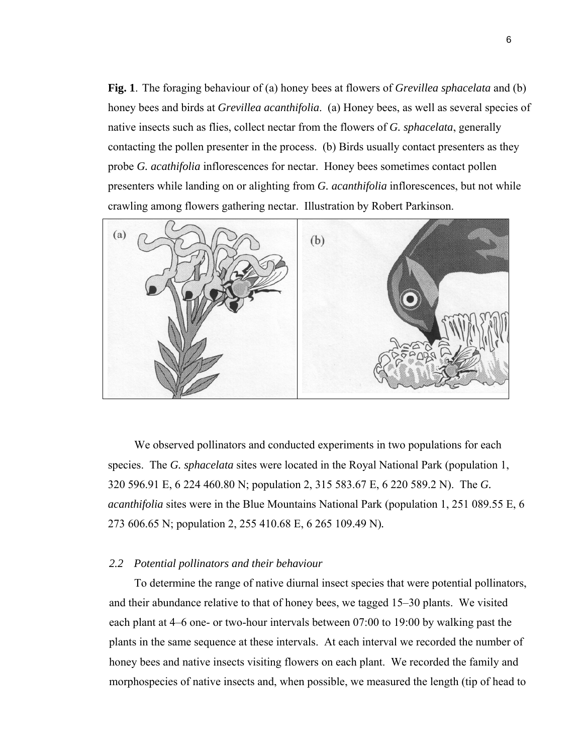**Fig. 1**. The foraging behaviour of (a) honey bees at flowers of *Grevillea sphacelata* and (b) honey bees and birds at *Grevillea acanthifolia*. (a) Honey bees, as well as several species of native insects such as flies, collect nectar from the flowers of *G. sphacelata*, generally contacting the pollen presenter in the process. (b) Birds usually contact presenters as they probe *G. acathifolia* inflorescences for nectar. Honey bees sometimes contact pollen presenters while landing on or alighting from *G. acanthifolia* inflorescences, but not while crawling among flowers gathering nectar. Illustration by Robert Parkinson.

We observed pollinators and conducted experiments in two populations for each species. The *G. sphacelata* sites were located in the Royal National Park (population 1, 320 596.91 E, 6 224 460.80 N; population 2, 315 583.67 E, 6 220 589.2 N). The *G. acanthifolia* sites were in the Blue Mountains National Park (population 1, 251 089.55 E, 6 273 606.65 N; population 2, 255 410.68 E, 6 265 109.49 N).

### *2.2 Potential pollinators and their behaviour*

To determine the range of native diurnal insect species that were potential pollinators, and their abundance relative to that of honey bees, we tagged 15–30 plants. We visited each plant at 4–6 one- or two-hour intervals between 07:00 to 19:00 by walking past the plants in the same sequence at these intervals. At each interval we recorded the number of honey bees and native insects visiting flowers on each plant. We recorded the family and morphospecies of native insects and, when possible, we measured the length (tip of head to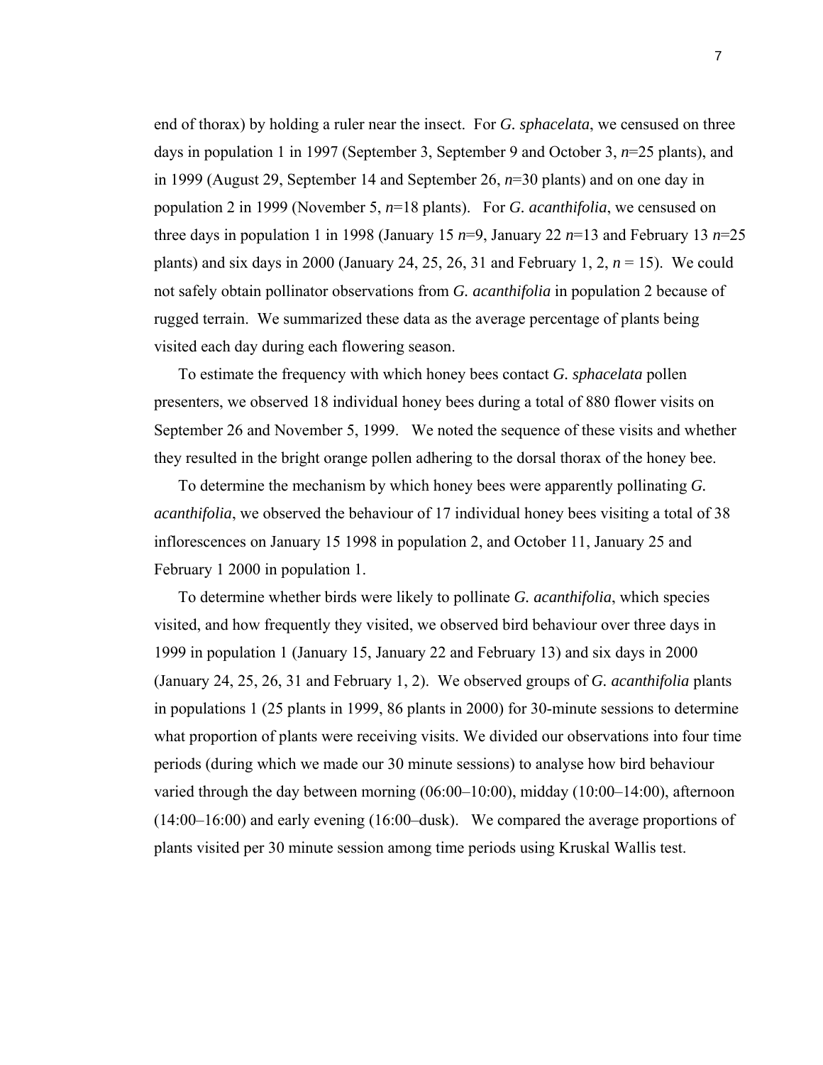end of thorax) by holding a ruler near the insect. For *G. sphacelata*, we censused on three days in population 1 in 1997 (September 3, September 9 and October 3, *n*=25 plants), and in 1999 (August 29, September 14 and September 26, *n*=30 plants) and on one day in population 2 in 1999 (November 5, *n*=18 plants). For *G. acanthifolia*, we censused on three days in population 1 in 1998 (January 15 *n*=9, January 22 *n*=13 and February 13 *n*=25 plants) and six days in 2000 (January 24, 25, 26, 31 and February 1, 2, *n* = 15). We could not safely obtain pollinator observations from *G. acanthifolia* in population 2 because of rugged terrain. We summarized these data as the average percentage of plants being visited each day during each flowering season.

To estimate the frequency with which honey bees contact *G. sphacelata* pollen presenters, we observed 18 individual honey bees during a total of 880 flower visits on September 26 and November 5, 1999. We noted the sequence of these visits and whether they resulted in the bright orange pollen adhering to the dorsal thorax of the honey bee.

To determine the mechanism by which honey bees were apparently pollinating *G. acanthifolia*, we observed the behaviour of 17 individual honey bees visiting a total of 38 inflorescences on January 15 1998 in population 2, and October 11, January 25 and February 1 2000 in population 1.

To determine whether birds were likely to pollinate *G. acanthifolia*, which species visited, and how frequently they visited, we observed bird behaviour over three days in 1999 in population 1 (January 15, January 22 and February 13) and six days in 2000 (January 24, 25, 26, 31 and February 1, 2). We observed groups of *G. acanthifolia* plants in populations 1 (25 plants in 1999, 86 plants in 2000) for 30-minute sessions to determine what proportion of plants were receiving visits. We divided our observations into four time periods (during which we made our 30 minute sessions) to analyse how bird behaviour varied through the day between morning (06:00–10:00), midday (10:00–14:00), afternoon (14:00–16:00) and early evening (16:00–dusk). We compared the average proportions of plants visited per 30 minute session among time periods using Kruskal Wallis test.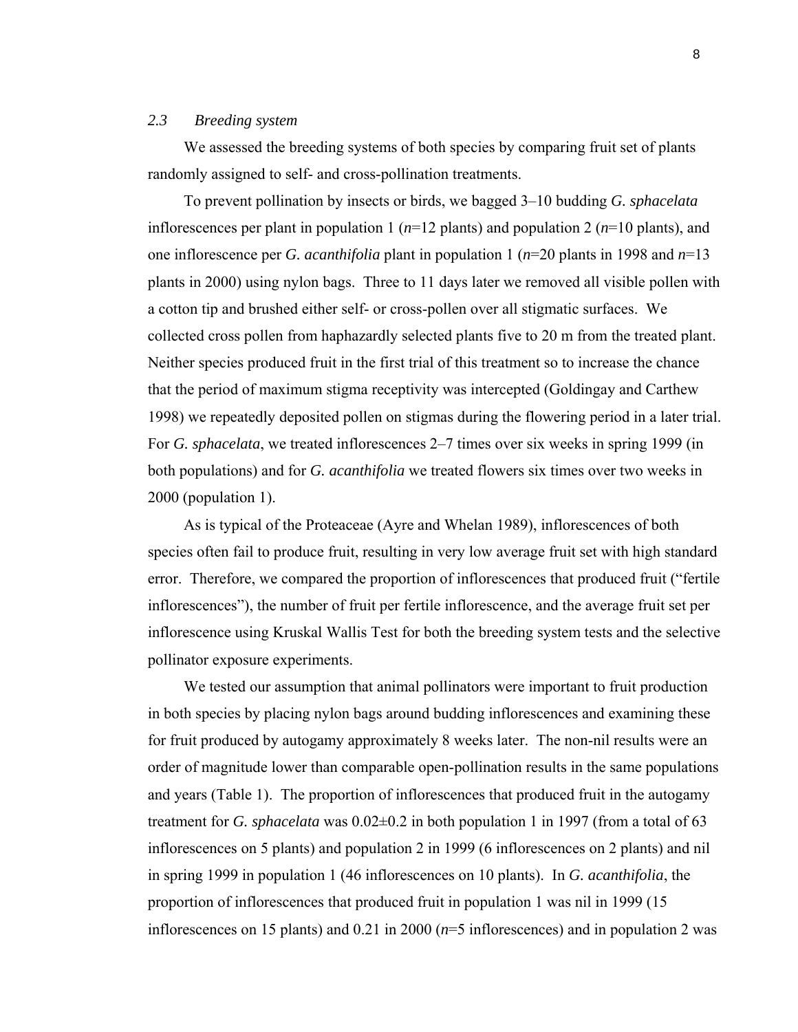### *2.3 Breeding system*

We assessed the breeding systems of both species by comparing fruit set of plants randomly assigned to self- and cross-pollination treatments.

To prevent pollination by insects or birds, we bagged 3–10 budding *G. sphacelata* inflorescences per plant in population 1 ($n$=12 plants) and population 2 ($n$=10 plants), and one inflorescence per *G. acanthifolia* plant in population 1 ($n$=20 plants in 1998 and $n$=13 plants in 2000) using nylon bags. Three to 11 days later we removed all visible pollen with a cotton tip and brushed either self- or cross-pollen over all stigmatic surfaces. We collected cross pollen from haphazardly selected plants five to 20 m from the treated plant. Neither species produced fruit in the first trial of this treatment so to increase the chance that the period of maximum stigma receptivity was intercepted (Goldingay and Carthew 1998) we repeatedly deposited pollen on stigmas during the flowering period in a later trial. For *G. sphacelata*, we treated inflorescences 2–7 times over six weeks in spring 1999 (in both populations) and for *G. acanthifolia* we treated flowers six times over two weeks in 2000 (population 1).

As is typical of the Proteaceae (Ayre and Whelan 1989), inflorescences of both species often fail to produce fruit, resulting in very low average fruit set with high standard error. Therefore, we compared the proportion of inflorescences that produced fruit ("fertile inflorescences"), the number of fruit per fertile inflorescence, and the average fruit set per inflorescence using Kruskal Wallis Test for both the breeding system tests and the selective pollinator exposure experiments.

We tested our assumption that animal pollinators were important to fruit production in both species by placing nylon bags around budding inflorescences and examining these for fruit produced by autogamy approximately 8 weeks later. The non-nil results were an order of magnitude lower than comparable open-pollination results in the same populations and years (Table 1). The proportion of inflorescences that produced fruit in the autogamy treatment for *G. sphacelata* was $0.02 \pm 0.2$ in both population 1 in 1997 (from a total of 63 inflorescences on 5 plants) and population 2 in 1999 (6 inflorescences on 2 plants) and nil in spring 1999 in population 1 (46 inflorescences on 10 plants). In *G. acanthifolia*, the proportion of inflorescences that produced fruit in population 1 was nil in 1999 (15 inflorescences on 15 plants) and 0.21 in 2000 ($n$=5 inflorescences) and in population 2 was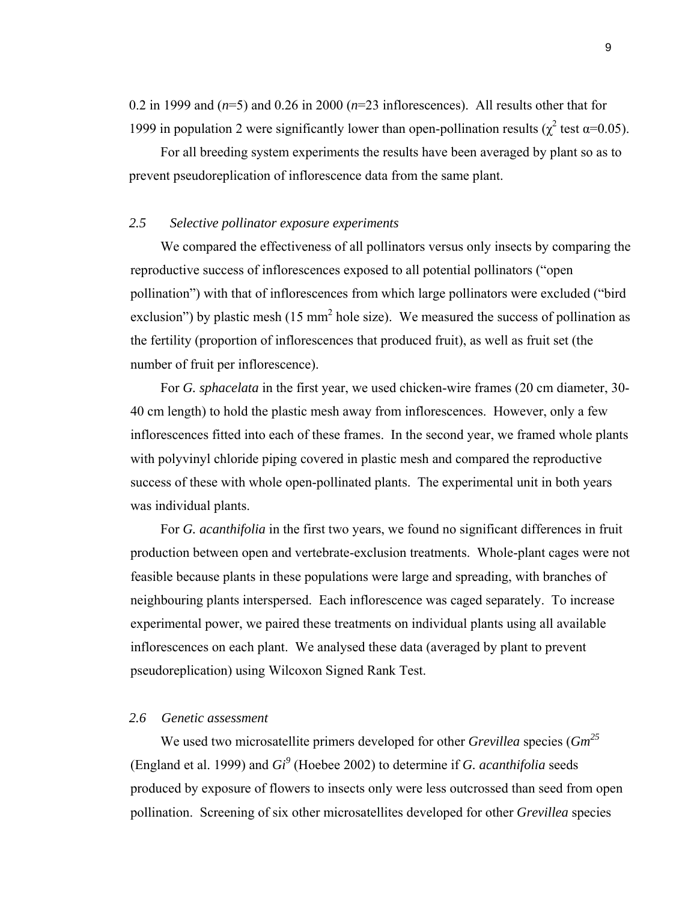0.2 in 1999 and (*n*=5) and 0.26 in 2000 (*n*=23 inflorescences). All results other that for 1999 in population 2 were significantly lower than open-pollination results ($\chi^2$ test $\alpha$=0.05).

For all breeding system experiments the results have been averaged by plant so as to prevent pseudoreplication of inflorescence data from the same plant.

### *2.5 Selective pollinator exposure experiments*

We compared the effectiveness of all pollinators versus only insects by comparing the reproductive success of inflorescences exposed to all potential pollinators ("open pollination") with that of inflorescences from which large pollinators were excluded ("bird exclusion") by plastic mesh (15 mm$^2$ hole size). We measured the success of pollination as the fertility (proportion of inflorescences that produced fruit), as well as fruit set (the number of fruit per inflorescence).

For *G. sphacelata* in the first year, we used chicken-wire frames (20 cm diameter, 30-40 cm length) to hold the plastic mesh away from inflorescences. However, only a few inflorescences fitted into each of these frames. In the second year, we framed whole plants with polyvinyl chloride piping covered in plastic mesh and compared the reproductive success of these with whole open-pollinated plants. The experimental unit in both years was individual plants.

For *G. acanthifolia* in the first two years, we found no significant differences in fruit production between open and vertebrate-exclusion treatments. Whole-plant cages were not feasible because plants in these populations were large and spreading, with branches of neighbouring plants interspersed. Each inflorescence was caged separately. To increase experimental power, we paired these treatments on individual plants using all available inflorescences on each plant. We analysed these data (averaged by plant to prevent pseudoreplication) using Wilcoxon Signed Rank Test.

### *2.6 Genetic assessment*

We used two microsatellite primers developed for other *Grevillea* species (*Gm*$^{25}$ (England et al. 1999) and *Gi*$^{9}$ (Hoebee 2002) to determine if *G. acanthifolia* seeds produced by exposure of flowers to insects only were less outcrossed than seed from open pollination. Screening of six other microsatellites developed for other *Grevillea* species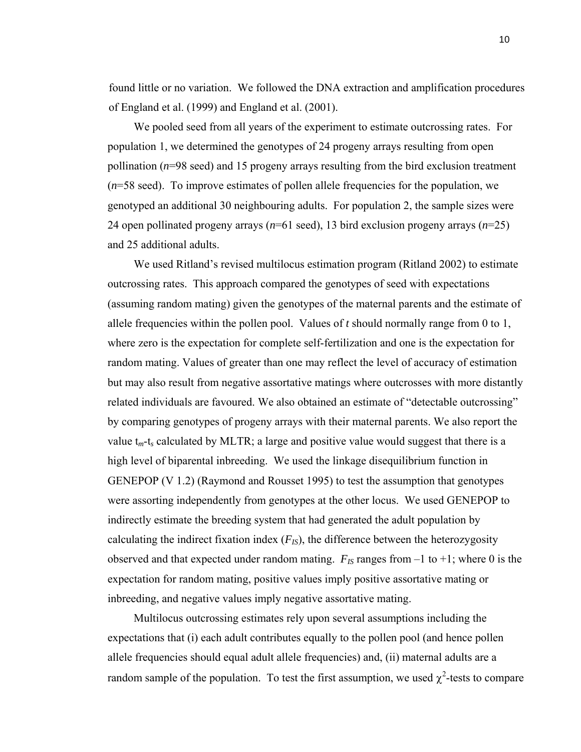found little or no variation. We followed the DNA extraction and amplification procedures of England et al. (1999) and England et al. (2001).

We pooled seed from all years of the experiment to estimate outcrossing rates. For population 1, we determined the genotypes of 24 progeny arrays resulting from open pollination (*n*=98 seed) and 15 progeny arrays resulting from the bird exclusion treatment (*n*=58 seed). To improve estimates of pollen allele frequencies for the population, we genotyped an additional 30 neighbouring adults. For population 2, the sample sizes were 24 open pollinated progeny arrays (*n*=61 seed), 13 bird exclusion progeny arrays (*n*=25) and 25 additional adults.

We used Ritland's revised multilocus estimation program (Ritland 2002) to estimate outcrossing rates. This approach compared the genotypes of seed with expectations (assuming random mating) given the genotypes of the maternal parents and the estimate of allele frequencies within the pollen pool. Values of *t* should normally range from 0 to 1, where zero is the expectation for complete self-fertilization and one is the expectation for random mating. Values of greater than one may reflect the level of accuracy of estimation but may also result from negative assortative matings where outcrosses with more distantly related individuals are favoured. We also obtained an estimate of "detectable outcrossing" by comparing genotypes of progeny arrays with their maternal parents. We also report the value $t_m$-$t_s$ calculated by MLTR; a large and positive value would suggest that there is a high level of biparental inbreeding. We used the linkage disequilibrium function in GENEPOP (V 1.2) (Raymond and Rousset 1995) to test the assumption that genotypes were assorting independently from genotypes at the other locus. We used GENEPOP to indirectly estimate the breeding system that had generated the adult population by calculating the indirect fixation index ($F_{IS}$), the difference between the heterozygosity observed and that expected under random mating. $F_{IS}$ ranges from –1 to +1; where 0 is the expectation for random mating, positive values imply positive assortative mating or inbreeding, and negative values imply negative assortative mating.

Multilocus outcrossing estimates rely upon several assumptions including the expectations that (i) each adult contributes equally to the pollen pool (and hence pollen allele frequencies should equal adult allele frequencies) and, (ii) maternal adults are a random sample of the population. To test the first assumption, we used $\chi^2$-tests to compare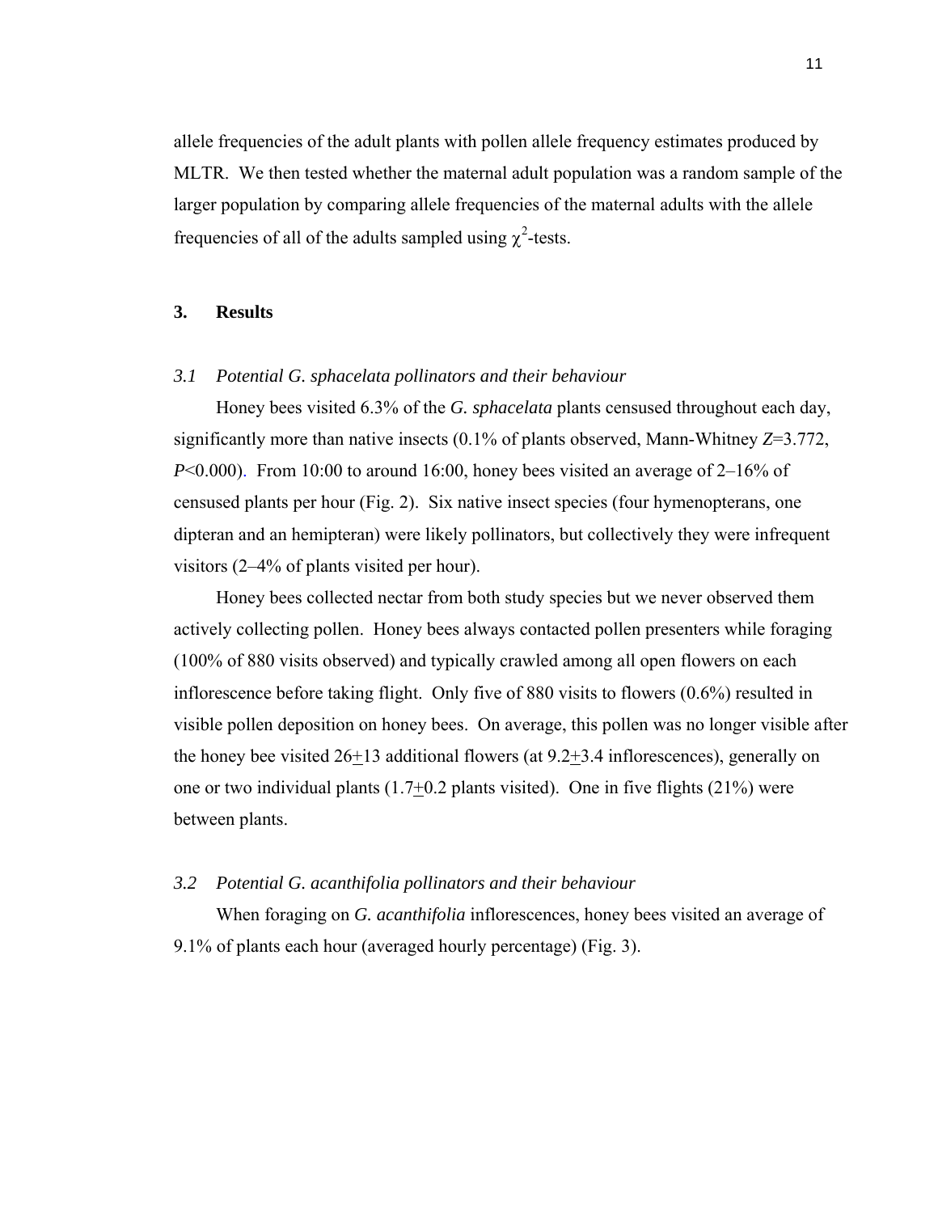allele frequencies of the adult plants with pollen allele frequency estimates produced by MLTR. We then tested whether the maternal adult population was a random sample of the larger population by comparing allele frequencies of the maternal adults with the allele frequencies of all of the adults sampled using $\chi^2$-tests.

## 3. Results

### *3.1 Potential G. sphacelata pollinators and their behaviour*

Honey bees visited 6.3% of the *G. sphacelata* plants censused throughout each day, significantly more than native insects (0.1% of plants observed, Mann-Whitney $Z$=3.772, $P$<0.000). From 10:00 to around 16:00, honey bees visited an average of 2–16% of censused plants per hour (Fig. 2). Six native insect species (four hymenopterans, one dipteran and an hemipteran) were likely pollinators, but collectively they were infrequent visitors (2–4% of plants visited per hour).

Honey bees collected nectar from both study species but we never observed them actively collecting pollen. Honey bees always contacted pollen presenters while foraging (100% of 880 visits observed) and typically crawled among all open flowers on each inflorescence before taking flight. Only five of 880 visits to flowers (0.6%) resulted in visible pollen deposition on honey bees. On average, this pollen was no longer visible after the honey bee visited $26 \pm 13$ additional flowers (at $9.2 \pm 3.4$ inflorescences), generally on one or two individual plants ($1.7 \pm 0.2$ plants visited). One in five flights (21%) were between plants.

### *3.2 Potential G. acanthifolia pollinators and their behaviour*

When foraging on *G. acanthifolia* inflorescences, honey bees visited an average of 9.1% of plants each hour (averaged hourly percentage) (Fig. 3).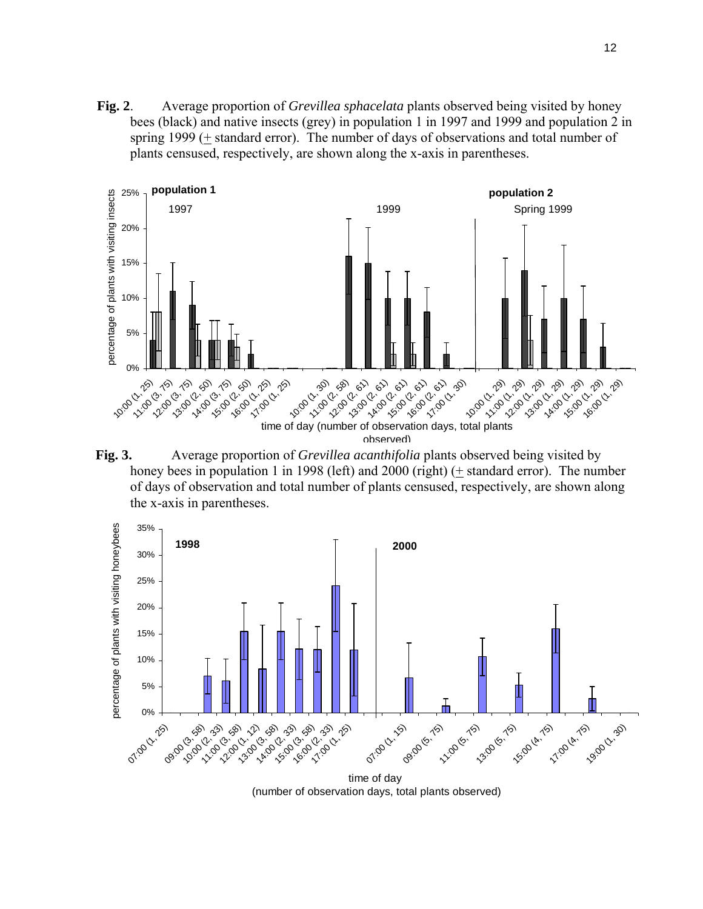**Fig. 2**. Average proportion of *Grevillea sphacelata* plants observed being visited by honey bees (black) and native insects (grey) in population 1 in 1997 and 1999 and population 2 in spring 1999 (± standard error). The number of days of observations and total number of plants censused, respectively, are shown along the x-axis in parentheses.

**Fig. 3.** Average proportion of *Grevillea acanthifolia* plants observed being visited by honey bees in population 1 in 1998 (left) and 2000 (right) (± standard error). The number of days of observation and total number of plants censused, respectively, are shown along the x-axis in parentheses.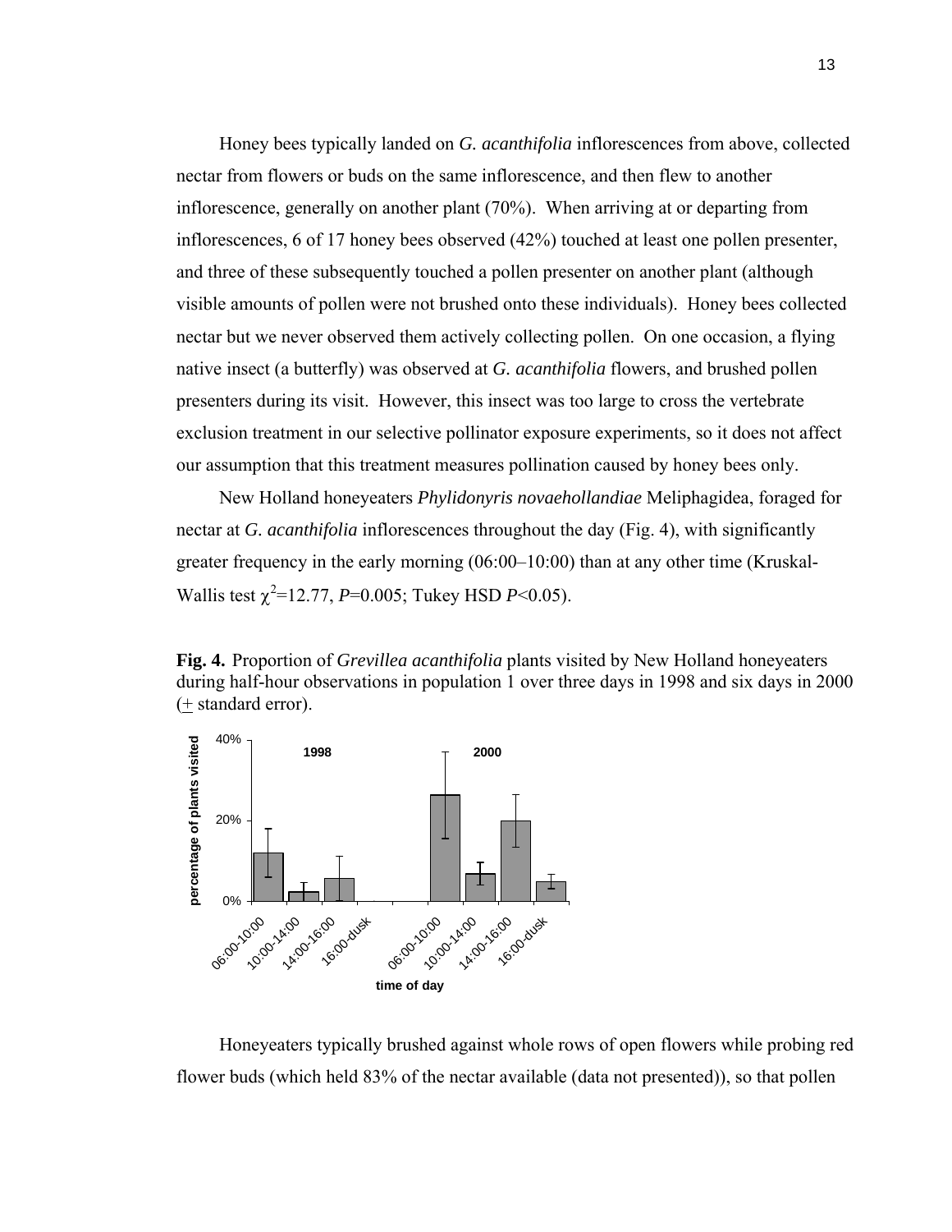Honey bees typically landed on *G. acanthifolia* inflorescences from above, collected nectar from flowers or buds on the same inflorescence, and then flew to another inflorescence, generally on another plant (70%). When arriving at or departing from inflorescences, 6 of 17 honey bees observed (42%) touched at least one pollen presenter, and three of these subsequently touched a pollen presenter on another plant (although visible amounts of pollen were not brushed onto these individuals). Honey bees collected nectar but we never observed them actively collecting pollen. On one occasion, a flying native insect (a butterfly) was observed at *G. acanthifolia* flowers, and brushed pollen presenters during its visit. However, this insect was too large to cross the vertebrate exclusion treatment in our selective pollinator exposure experiments, so it does not affect our assumption that this treatment measures pollination caused by honey bees only.

New Holland honeyeaters *Phylidonyris novaehollandiae* Meliphagidea, foraged for nectar at *G. acanthifolia* inflorescences throughout the day (Fig. 4), with significantly greater frequency in the early morning (06:00–10:00) than at any other time (Kruskal-Wallis test $\chi^2$=12.77, *P*=0.005; Tukey HSD *P*<0.05).

**Fig. 4.** Proportion of *Grevillea acanthifolia* plants visited by New Holland honeyeaters during half-hour observations in population 1 over three days in 1998 and six days in 2000 ($\pm$ standard error).

Honeyeaters typically brushed against whole rows of open flowers while probing red flower buds (which held 83% of the nectar available (data not presented)), so that pollen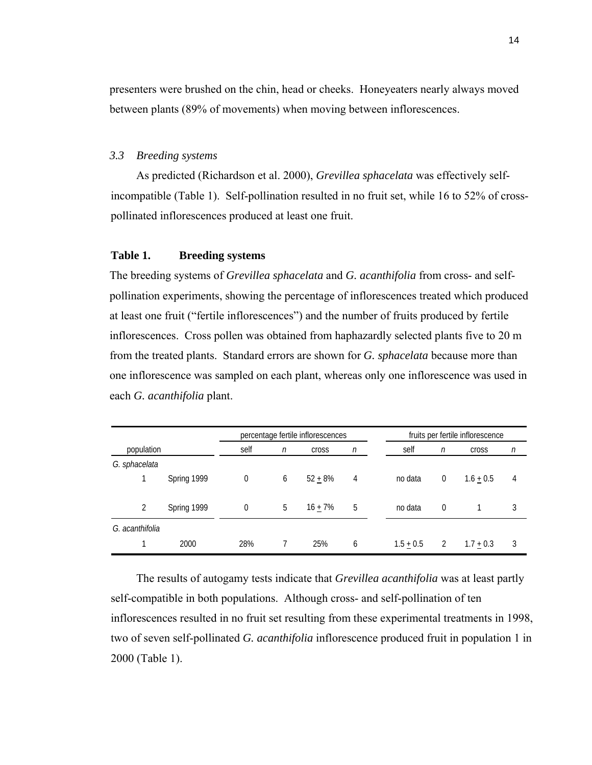presenters were brushed on the chin, head or cheeks. Honeyeaters nearly always moved between plants (89% of movements) when moving between inflorescences.

### *3.3 Breeding systems*

As predicted (Richardson et al. 2000), *Grevillea sphacelata* was effectively self-incompatible (Table 1). Self-pollination resulted in no fruit set, while 16 to 52% of cross-pollinated inflorescences produced at least one fruit.

**Table 1. Breeding systems**

The breeding systems of *Grevillea sphacelata* and *G. acanthifolia* from cross- and self-pollination experiments, showing the percentage of inflorescences treated which produced at least one fruit ("fertile inflorescences") and the number of fruits produced by fertile inflorescences. Cross pollen was obtained from haphazardly selected plants five to 20 m from the treated plants. Standard errors are shown for *G. sphacelata* because more than one inflorescence was sampled on each plant, whereas only one inflorescence was used in each *G. acanthifolia* plant.

| | | percentage fertile inflorescences | | | | fruits per fertile inflorescence | | | |
|---|---|---|---|---|---|---|---|---|---|
| population | | self | *n* | cross | *n* | self | *n* | cross | *n* |
| *G. sphacelata* | | | | | | | | | |
| 1 | Spring 1999 | 0 | 6 | 52 ± 8% | 4 | no data | 0 | 1.6 ± 0.5 | 4 |
| 2 | Spring 1999 | 0 | 5 | 16 ± 7% | 5 | no data | 0 | 1 | 3 |
| *G. acanthifolia* | | | | | | | | | |
| 1 | 2000 | 28% | 7 | 25% | 6 | 1.5 ± 0.5 | 2 | 1.7 ± 0.3 | 3 |

The results of autogamy tests indicate that *Grevillea acanthifolia* was at least partly self-compatible in both populations. Although cross- and self-pollination of ten inflorescences resulted in no fruit set resulting from these experimental treatments in 1998, two of seven self-pollinated *G. acanthifolia* inflorescence produced fruit in population 1 in 2000 (Table 1).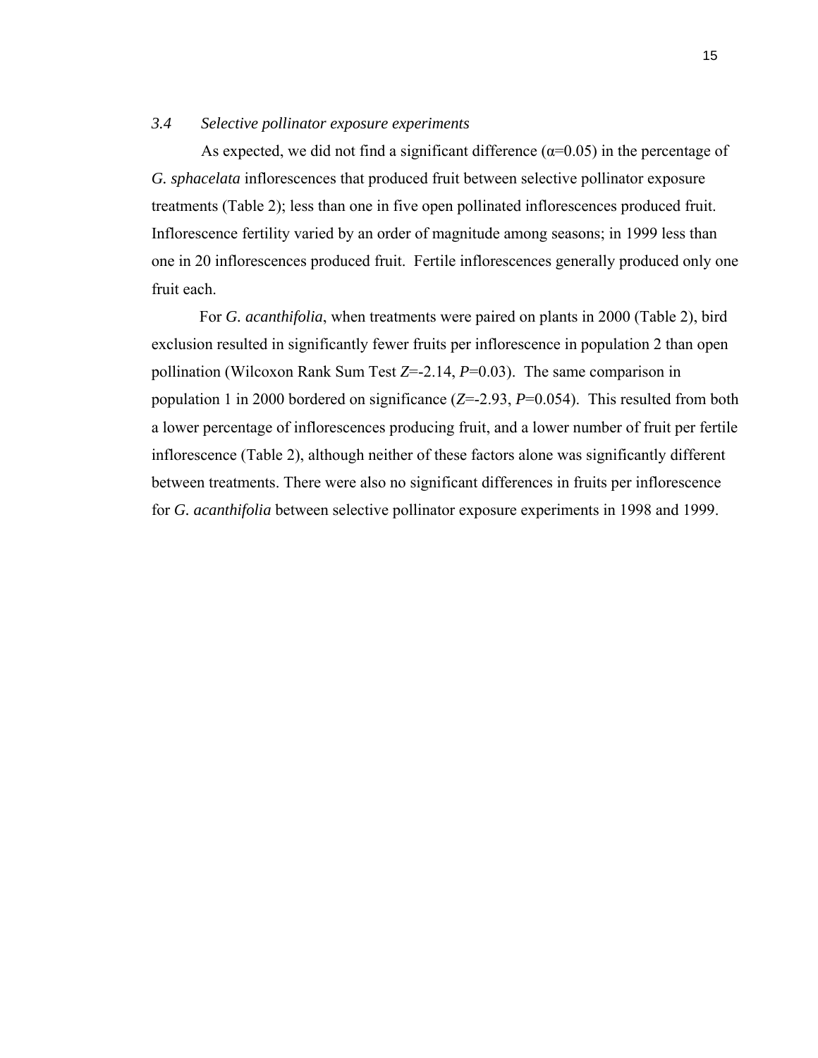### *3.4 Selective pollinator exposure experiments*

As expected, we did not find a significant difference ($\alpha$=0.05) in the percentage of *G. sphacelata* inflorescences that produced fruit between selective pollinator exposure treatments (Table 2); less than one in five open pollinated inflorescences produced fruit. Inflorescence fertility varied by an order of magnitude among seasons; in 1999 less than one in 20 inflorescences produced fruit. Fertile inflorescences generally produced only one fruit each.

For *G. acanthifolia*, when treatments were paired on plants in 2000 (Table 2), bird exclusion resulted in significantly fewer fruits per inflorescence in population 2 than open pollination (Wilcoxon Rank Sum Test $Z$=-2.14, $P$=0.03). The same comparison in population 1 in 2000 bordered on significance ($Z$=-2.93, $P$=0.054). This resulted from both a lower percentage of inflorescences producing fruit, and a lower number of fruit per fertile inflorescence (Table 2), although neither of these factors alone was significantly different between treatments. There were also no significant differences in fruits per inflorescence for *G. acanthifolia* between selective pollinator exposure experiments in 1998 and 1999.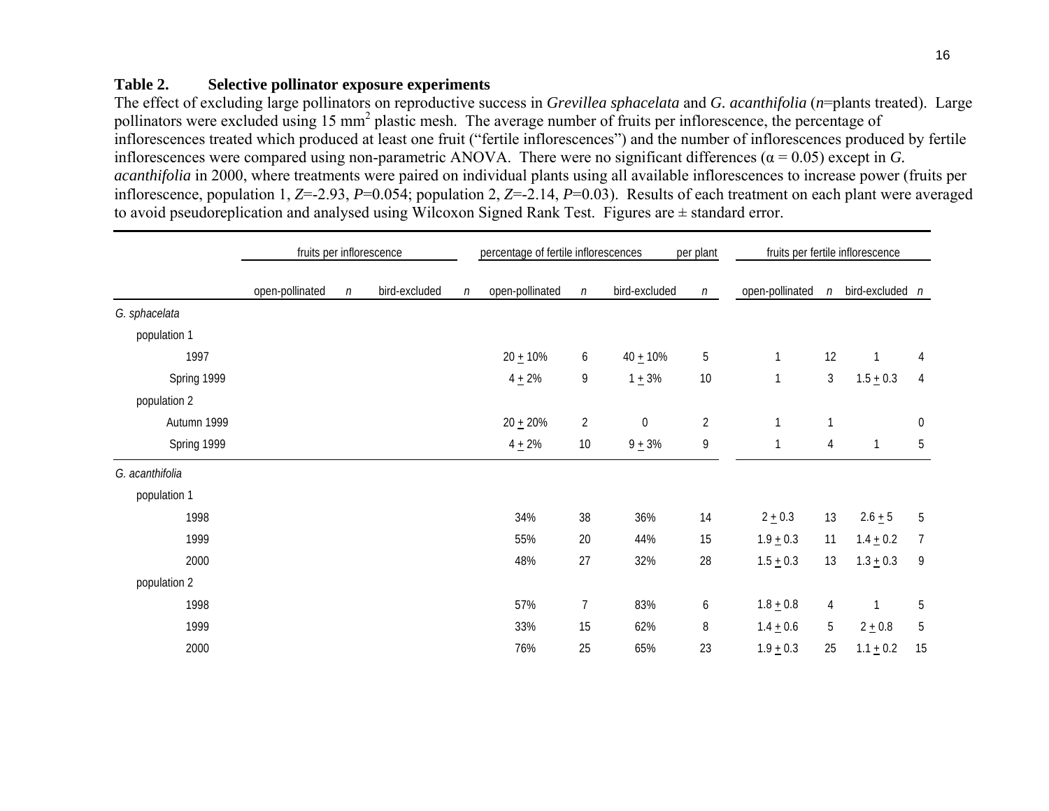**Table 2. Selective pollinator exposure experiments**

The effect of excluding large pollinators on reproductive success in *Grevillea sphacelata* and *G. acanthifolia* (*n*=plants treated). Large pollinators were excluded using 15 $mm^2$ plastic mesh. The average number of fruits per inflorescence, the percentage of inflorescences treated which produced at least one fruit ("fertile inflorescences") and the number of inflorescences produced by fertile inflorescences were compared using non-parametric ANOVA. There were no significant differences ($\alpha = 0.05$) except in *G. acanthifolia* in 2000, where treatments were paired on individual plants using all available inflorescences to increase power (fruits per inflorescence, population 1, $Z$=-2.93, $P$=0.054; population 2, $Z$=-2.14, $P$=0.03). Results of each treatment on each plant were averaged to avoid pseudoreplication and analysed using Wilcoxon Signed Rank Test. Figures are ± standard error.

| | fruits per inflorescence | | | | percentage of fertile inflorescences per plant | | | | fruits per fertile inflorescence | | | |
|---|---|---|---|---|---|---|---|---|---|---|---|---|
| | open-pollinated | *n* | bird-excluded | *n* | open-pollinated | *n* | bird-excluded | *n* | open-pollinated | *n* | bird-excluded | *n* |
| *G. sphacelata* | | | | | | | | | | | | |
| population 1 | | | | | | | | | | | | |
| 1997 | | | | | 20 ± 10% | 6 | 40 ± 10% | 5 | 1 | 12 | 1 | 4 |
| Spring 1999 | | | | | 4 ± 2% | 9 | 1 ± 3% | 10 | 1 | 3 | 1.5 ± 0.3 | 4 |
| population 2 | | | | | | | | | | | | |
| Autumn 1999 | | | | | 20 ± 20% | 2 | 0 | 2 | 1 | 1 | | 0 |
| Spring 1999 | | | | | 4 ± 2% | 10 | 9 ± 3% | 9 | 1 | 4 | 1 | 5 |
| *G. acanthifolia* | | | | | | | | | | | | |
| population 1 | | | | | | | | | | | | |
| 1998 | | | | | 34% | 38 | 36% | 14 | 2 ± 0.3 | 13 | 2.6 ± 5 | 5 |
| 1999 | | | | | 55% | 20 | 44% | 15 | 1.9 ± 0.3 | 11 | 1.4 ± 0.2 | 7 |
| 2000 | | | | | 48% | 27 | 32% | 28 | 1.5 ± 0.3 | 13 | 1.3 ± 0.3 | 9 |
| population 2 | | | | | | | | | | | | |
| 1998 | | | | | 57% | 7 | 83% | 6 | 1.8 ± 0.8 | 4 | 1 | 5 |
| 1999 | | | | | 33% | 15 | 62% | 8 | 1.4 ± 0.6 | 5 | 2 ± 0.8 | 5 |
| 2000 | | | | | 76% | 25 | 65% | 23 | 1.9 ± 0.3 | 25 | 1.1 ± 0.2 | 15 |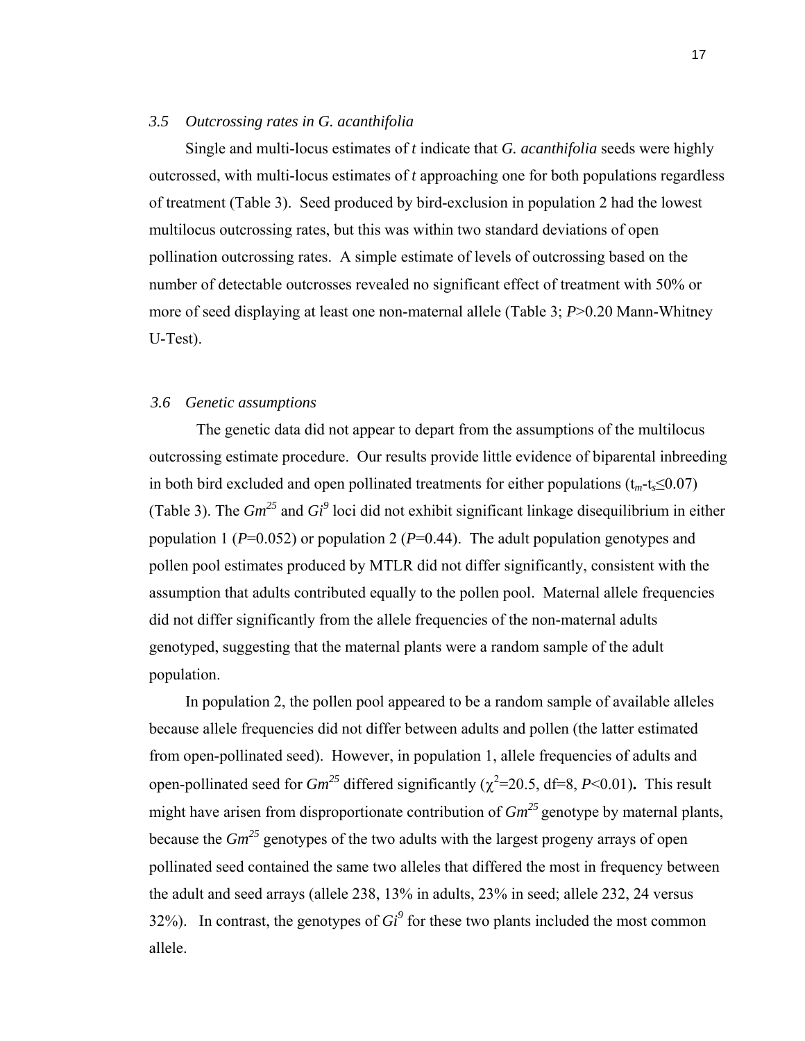### *3.5 Outcrossing rates in G. acanthifolia*

Single and multi-locus estimates of *t* indicate that *G. acanthifolia* seeds were highly outcrossed, with multi-locus estimates of *t* approaching one for both populations regardless of treatment (Table 3). Seed produced by bird-exclusion in population 2 had the lowest multilocus outcrossing rates, but this was within two standard deviations of open pollination outcrossing rates. A simple estimate of levels of outcrossing based on the number of detectable outcrosses revealed no significant effect of treatment with 50% or more of seed displaying at least one non-maternal allele (Table 3; $P$>0.20 Mann-Whitney U-Test).

### *3.6 Genetic assumptions*

The genetic data did not appear to depart from the assumptions of the multilocus outcrossing estimate procedure. Our results provide little evidence of biparental inbreeding in both bird excluded and open pollinated treatments for either populations ($t_m$-$t_s \leq 0.07$) (Table 3). The $Gm^{25}$ and $Gi^{9}$ loci did not exhibit significant linkage disequilibrium in either population 1 ($P$=0.052) or population 2 ($P$=0.44). The adult population genotypes and pollen pool estimates produced by MTLR did not differ significantly, consistent with the assumption that adults contributed equally to the pollen pool. Maternal allele frequencies did not differ significantly from the allele frequencies of the non-maternal adults genotyped, suggesting that the maternal plants were a random sample of the adult population.

In population 2, the pollen pool appeared to be a random sample of available alleles because allele frequencies did not differ between adults and pollen (the latter estimated from open-pollinated seed). However, in population 1, allele frequencies of adults and open-pollinated seed for $Gm^{25}$ differed significantly ($\chi^2$=20.5, df=8, $P$<0.01). This result might have arisen from disproportionate contribution of $Gm^{25}$ genotype by maternal plants, because the $Gm^{25}$ genotypes of the two adults with the largest progeny arrays of open pollinated seed contained the same two alleles that differed the most in frequency between the adult and seed arrays (allele 238, 13% in adults, 23% in seed; allele 232, 24 versus 32%). In contrast, the genotypes of $Gi^{9}$ for these two plants included the most common allele.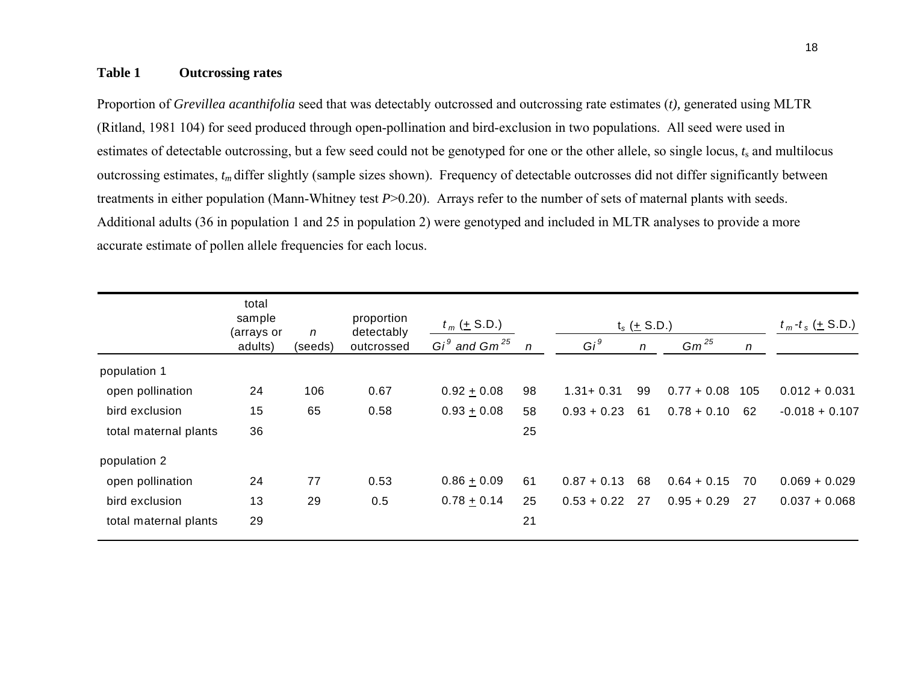**Table 1 Outcrossing rates**

Proportion of *Grevillea acanthifolia* seed that was detectably outcrossed and outcrossing rate estimates (*t*), generated using MLTR (Ritland, 1981 104) for seed produced through open-pollination and bird-exclusion in two populations. All seed were used in estimates of detectable outcrossing, but a few seed could not be genotyped for one or the other allele, so single locus, $t_s$ and multilocus outcrossing estimates, $t_m$ differ slightly (sample sizes shown). Frequency of detectable outcrosses did not differ significantly between treatments in either population (Mann-Whitney test $P$>0.20). Arrays refer to the number of sets of maternal plants with seeds. Additional adults (36 in population 1 and 25 in population 2) were genotyped and included in MLTR analyses to provide a more accurate estimate of pollen allele frequencies for each locus.

| | total sample (arrays or adults) | *n* (seeds) | proportion detectably outcrossed | $t_m$ (± S.D.) | | $t_s$ (± S.D.) | | | | $t_m$-$t_s$ (± S.D.) |
|---|---|---|---|---|---|---|---|---|---|---|
| | | | | $Gi^9$ and $Gm^{25}$ | *n* | $Gi^9$ | *n* | $Gm^{25}$ | *n* | |
| population 1 | | | | | | | | | | |
| open pollination | 24 | 106 | 0.67 | 0.92 ± 0.08 | 98 | 1.31+ 0.31 | 99 | 0.77 + 0.08 | 105 | 0.012 + 0.031 |
| bird exclusion | 15 | 65 | 0.58 | 0.93 ± 0.08 | 58 | 0.93 + 0.23 | 61 | 0.78 + 0.10 | 62 | -0.018 + 0.107 |
| total maternal plants | 36 | | | | 25 | | | | | |
| population 2 | | | | | | | | | | |
| open pollination | 24 | 77 | 0.53 | 0.86 ± 0.09 | 61 | 0.87 + 0.13 | 68 | 0.64 + 0.15 | 70 | 0.069 + 0.029 |
| bird exclusion | 13 | 29 | 0.5 | 0.78 ± 0.14 | 25 | 0.53 + 0.22 | 27 | 0.95 + 0.29 | 27 | 0.037 + 0.068 |
| total maternal plants | 29 | | | | 21 | | | | | |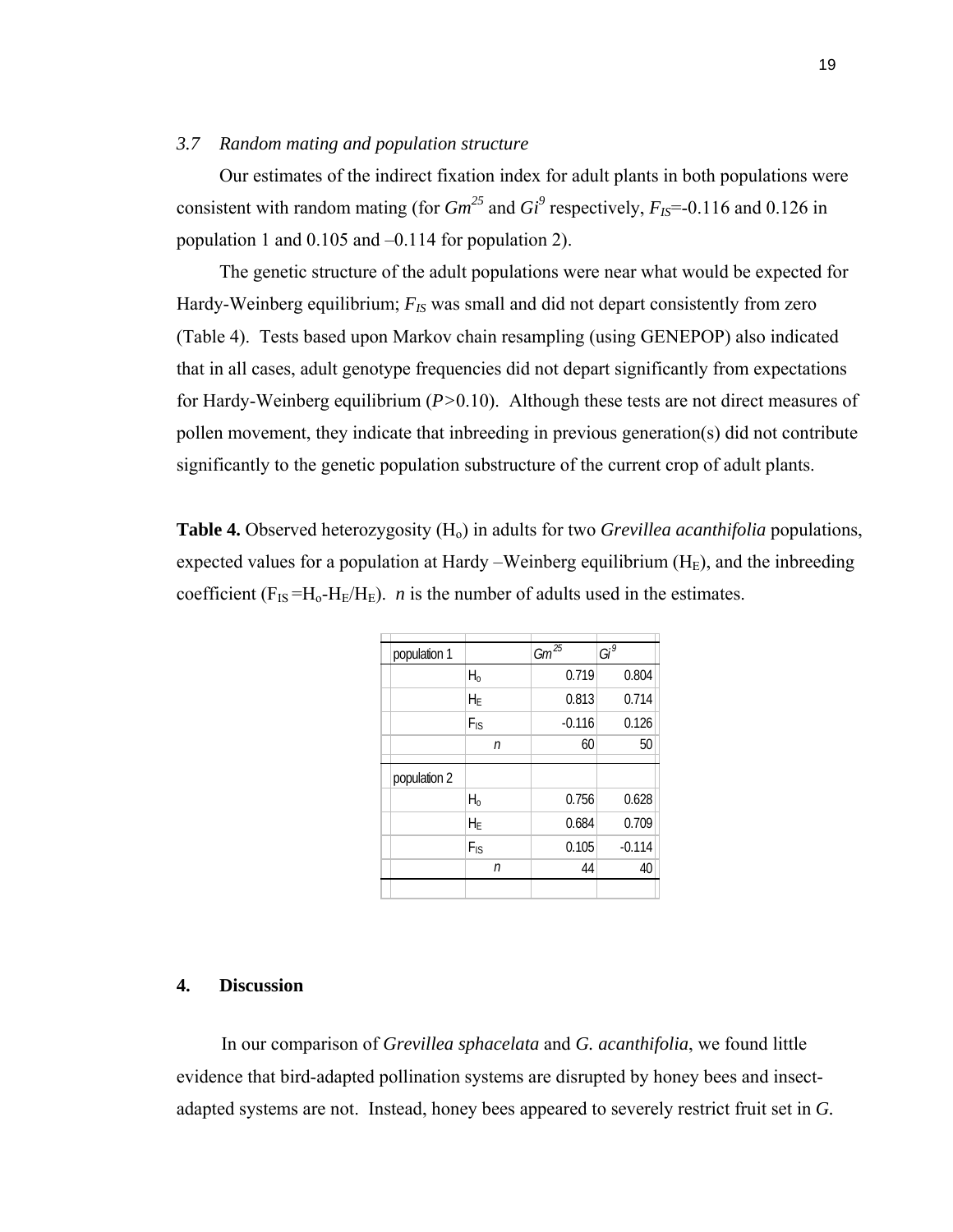### 3.7 *Random mating and population structure*

Our estimates of the indirect fixation index for adult plants in both populations were consistent with random mating (for *Gm*[25] and *Gi*[9] respectively, $F_{IS}$=-0.116 and 0.126 in population 1 and 0.105 and –0.114 for population 2).

The genetic structure of the adult populations were near what would be expected for Hardy-Weinberg equilibrium; $F_{IS}$ was small and did not depart consistently from zero (Table 4). Tests based upon Markov chain resampling (using GENEPOP) also indicated that in all cases, adult genotype frequencies did not depart significantly from expectations for Hardy-Weinberg equilibrium ($P$>0.10). Although these tests are not direct measures of pollen movement, they indicate that inbreeding in previous generation(s) did not contribute significantly to the genetic population substructure of the current crop of adult plants.

**Table 4.** Observed heterozygosity ($H_o$) in adults for two *Grevillea acanthifolia* populations, expected values for a population at Hardy –Weinberg equilibrium ($H_E$), and the inbreeding coefficient ($F_{IS} = H_o - H_E/H_E$). *n* is the number of adults used in the estimates.

| population 1 | | *Gm*[25] | *Gi*[9] |
|---|---|---|---|
| | $H_o$ | 0.719 | 0.804 |
| | $H_E$ | 0.813 | 0.714 |
| | $F_{IS}$ | -0.116 | 0.126 |
| | *n* | 60 | 50 |
| population 2 | | | |
| | $H_o$ | 0.756 | 0.628 |
| | $H_E$ | 0.684 | 0.709 |
| | $F_{IS}$ | 0.105 | -0.114 |
| | *n* | 44 | 40 |

## 4. Discussion

In our comparison of *Grevillea sphacelata* and *G. acanthifolia*, we found little evidence that bird-adapted pollination systems are disrupted by honey bees and insect-adapted systems are not. Instead, honey bees appeared to severely restrict fruit set in *G.*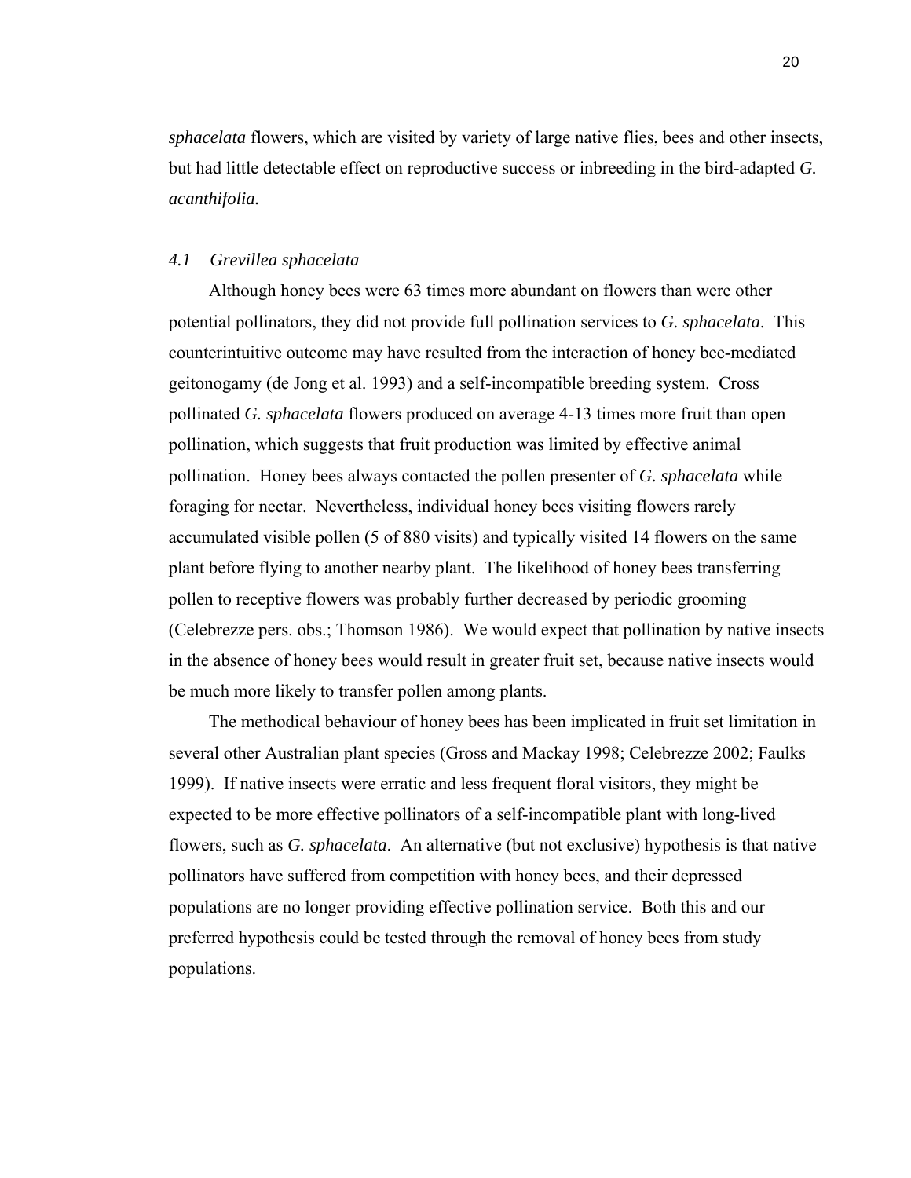*sphacelata* flowers, which are visited by variety of large native flies, bees and other insects, but had little detectable effect on reproductive success or inbreeding in the bird-adapted *G. acanthifolia.*

### *4.1 Grevillea sphacelata*

Although honey bees were 63 times more abundant on flowers than were other potential pollinators, they did not provide full pollination services to *G. sphacelata*. This counterintuitive outcome may have resulted from the interaction of honey bee-mediated geitonogamy (de Jong et al. 1993) and a self-incompatible breeding system. Cross pollinated *G. sphacelata* flowers produced on average 4-13 times more fruit than open pollination, which suggests that fruit production was limited by effective animal pollination. Honey bees always contacted the pollen presenter of *G. sphacelata* while foraging for nectar. Nevertheless, individual honey bees visiting flowers rarely accumulated visible pollen (5 of 880 visits) and typically visited 14 flowers on the same plant before flying to another nearby plant. The likelihood of honey bees transferring pollen to receptive flowers was probably further decreased by periodic grooming (Celebrezze pers. obs.; Thomson 1986). We would expect that pollination by native insects in the absence of honey bees would result in greater fruit set, because native insects would be much more likely to transfer pollen among plants.

The methodical behaviour of honey bees has been implicated in fruit set limitation in several other Australian plant species (Gross and Mackay 1998; Celebrezze 2002; Faulks 1999). If native insects were erratic and less frequent floral visitors, they might be expected to be more effective pollinators of a self-incompatible plant with long-lived flowers, such as *G. sphacelata*. An alternative (but not exclusive) hypothesis is that native pollinators have suffered from competition with honey bees, and their depressed populations are no longer providing effective pollination service. Both this and our preferred hypothesis could be tested through the removal of honey bees from study populations.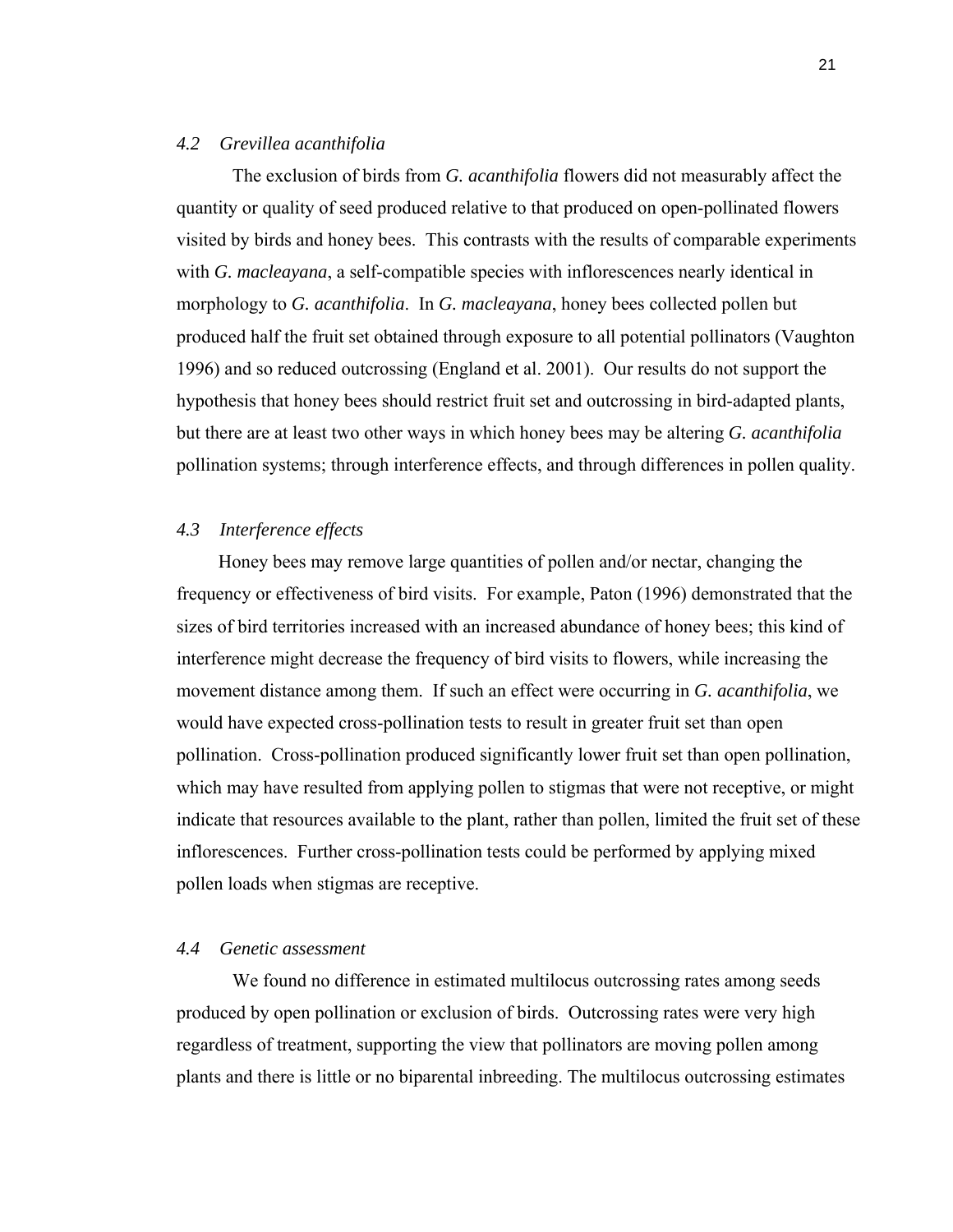### *4.2 Grevillea acanthifolia*

The exclusion of birds from *G. acanthifolia* flowers did not measurably affect the quantity or quality of seed produced relative to that produced on open-pollinated flowers visited by birds and honey bees. This contrasts with the results of comparable experiments with *G. macleayana*, a self-compatible species with inflorescences nearly identical in morphology to *G. acanthifolia*. In *G. macleayana*, honey bees collected pollen but produced half the fruit set obtained through exposure to all potential pollinators (Vaughton 1996) and so reduced outcrossing (England et al. 2001). Our results do not support the hypothesis that honey bees should restrict fruit set and outcrossing in bird-adapted plants, but there are at least two other ways in which honey bees may be altering *G. acanthifolia* pollination systems; through interference effects, and through differences in pollen quality.

### *4.3 Interference effects*

Honey bees may remove large quantities of pollen and/or nectar, changing the frequency or effectiveness of bird visits. For example, Paton (1996) demonstrated that the sizes of bird territories increased with an increased abundance of honey bees; this kind of interference might decrease the frequency of bird visits to flowers, while increasing the movement distance among them. If such an effect were occurring in *G. acanthifolia*, we would have expected cross-pollination tests to result in greater fruit set than open pollination. Cross-pollination produced significantly lower fruit set than open pollination, which may have resulted from applying pollen to stigmas that were not receptive, or might indicate that resources available to the plant, rather than pollen, limited the fruit set of these inflorescences. Further cross-pollination tests could be performed by applying mixed pollen loads when stigmas are receptive.

### *4.4 Genetic assessment*

We found no difference in estimated multilocus outcrossing rates among seeds produced by open pollination or exclusion of birds. Outcrossing rates were very high regardless of treatment, supporting the view that pollinators are moving pollen among plants and there is little or no biparental inbreeding. The multilocus outcrossing estimates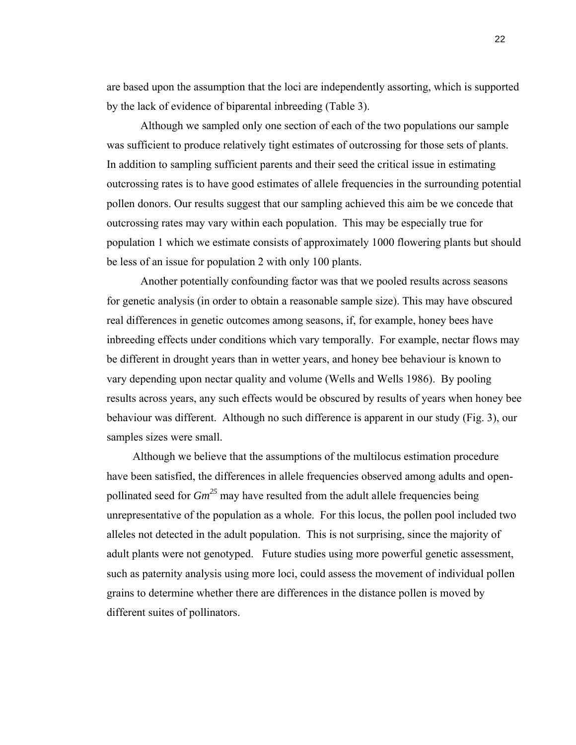are based upon the assumption that the loci are independently assorting, which is supported by the lack of evidence of biparental inbreeding (Table 3).

Although we sampled only one section of each of the two populations our sample was sufficient to produce relatively tight estimates of outcrossing for those sets of plants. In addition to sampling sufficient parents and their seed the critical issue in estimating outcrossing rates is to have good estimates of allele frequencies in the surrounding potential pollen donors. Our results suggest that our sampling achieved this aim be we concede that outcrossing rates may vary within each population. This may be especially true for population 1 which we estimate consists of approximately 1000 flowering plants but should be less of an issue for population 2 with only 100 plants.

Another potentially confounding factor was that we pooled results across seasons for genetic analysis (in order to obtain a reasonable sample size). This may have obscured real differences in genetic outcomes among seasons, if, for example, honey bees have inbreeding effects under conditions which vary temporally. For example, nectar flows may be different in drought years than in wetter years, and honey bee behaviour is known to vary depending upon nectar quality and volume (Wells and Wells 1986). By pooling results across years, any such effects would be obscured by results of years when honey bee behaviour was different. Although no such difference is apparent in our study (Fig. 3), our samples sizes were small.

Although we believe that the assumptions of the multilocus estimation procedure have been satisfied, the differences in allele frequencies observed among adults and open-pollinated seed for $Gm^{25}$ may have resulted from the adult allele frequencies being unrepresentative of the population as a whole. For this locus, the pollen pool included two alleles not detected in the adult population. This is not surprising, since the majority of adult plants were not genotyped. Future studies using more powerful genetic assessment, such as paternity analysis using more loci, could assess the movement of individual pollen grains to determine whether there are differences in the distance pollen is moved by different suites of pollinators.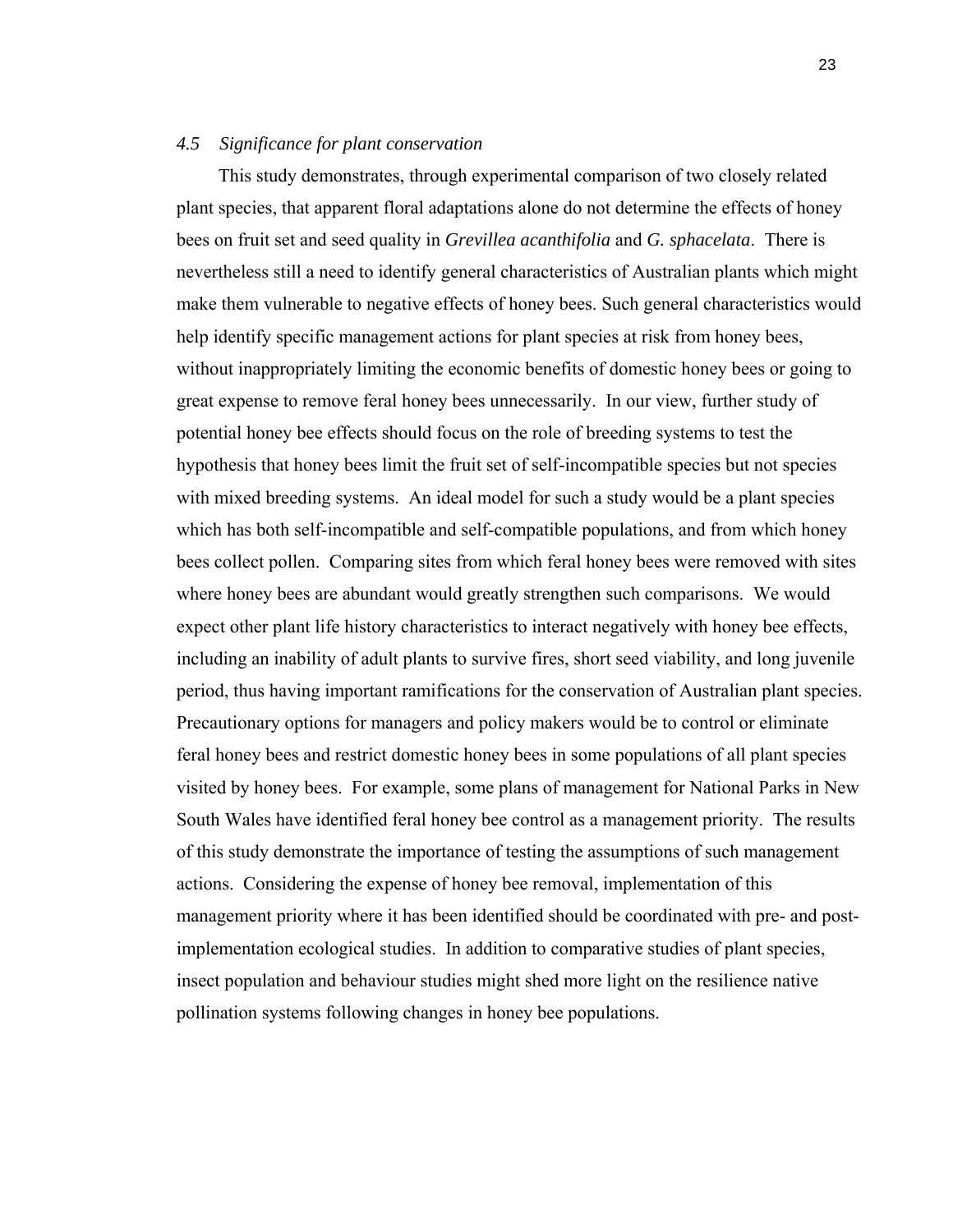### *4.5 Significance for plant conservation*

This study demonstrates, through experimental comparison of two closely related plant species, that apparent floral adaptations alone do not determine the effects of honey bees on fruit set and seed quality in *Grevillea acanthifolia* and *G. sphacelata*. There is nevertheless still a need to identify general characteristics of Australian plants which might make them vulnerable to negative effects of honey bees. Such general characteristics would help identify specific management actions for plant species at risk from honey bees, without inappropriately limiting the economic benefits of domestic honey bees or going to great expense to remove feral honey bees unnecessarily. In our view, further study of potential honey bee effects should focus on the role of breeding systems to test the hypothesis that honey bees limit the fruit set of self-incompatible species but not species with mixed breeding systems. An ideal model for such a study would be a plant species which has both self-incompatible and self-compatible populations, and from which honey bees collect pollen. Comparing sites from which feral honey bees were removed with sites where honey bees are abundant would greatly strengthen such comparisons. We would expect other plant life history characteristics to interact negatively with honey bee effects, including an inability of adult plants to survive fires, short seed viability, and long juvenile period, thus having important ramifications for the conservation of Australian plant species. Precautionary options for managers and policy makers would be to control or eliminate feral honey bees and restrict domestic honey bees in some populations of all plant species visited by honey bees. For example, some plans of management for National Parks in New South Wales have identified feral honey bee control as a management priority. The results of this study demonstrate the importance of testing the assumptions of such management actions. Considering the expense of honey bee removal, implementation of this management priority where it has been identified should be coordinated with pre- and post-implementation ecological studies. In addition to comparative studies of plant species, insect population and behaviour studies might shed more light on the resilience native pollination systems following changes in honey bee populations.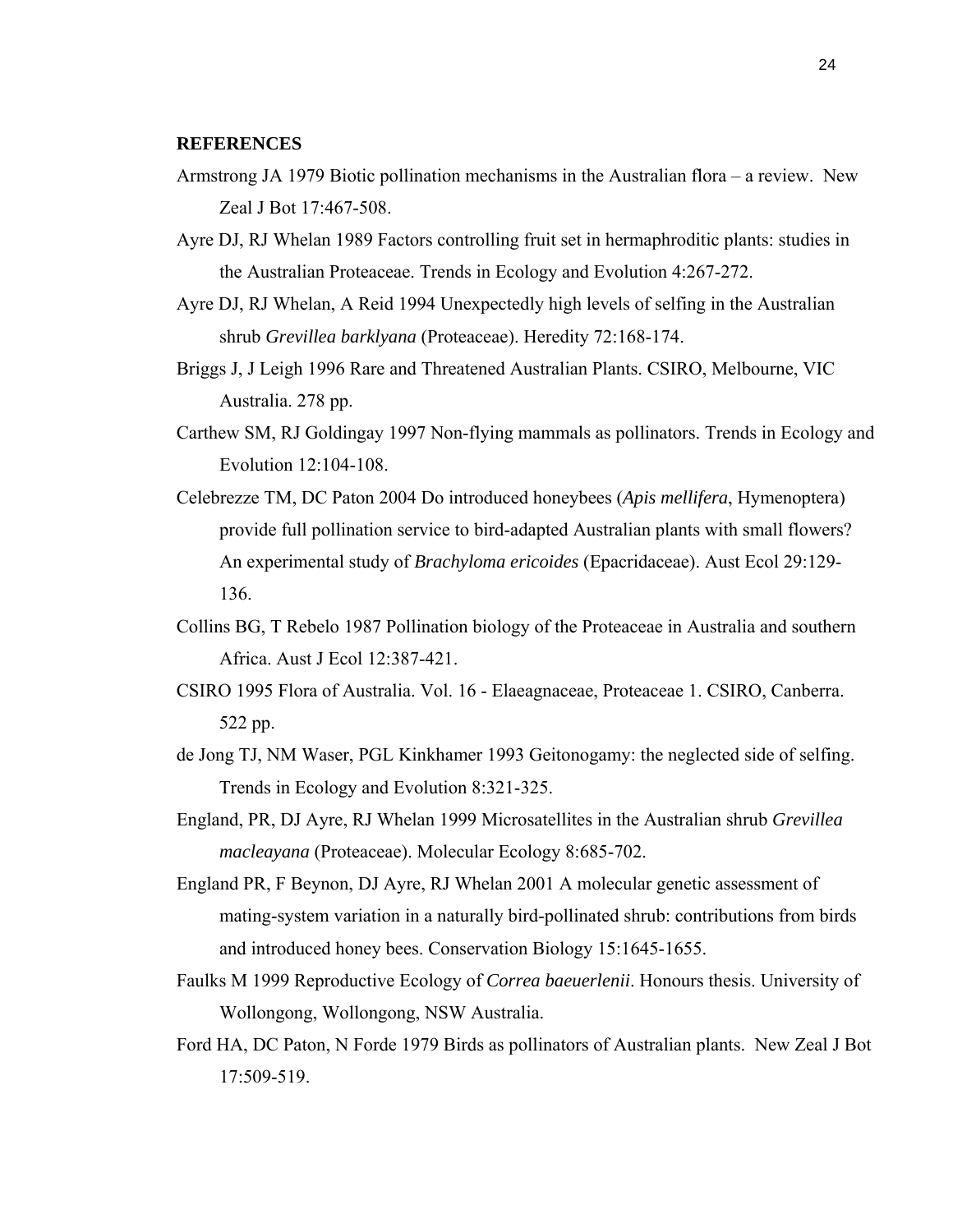**REFERENCES**

Armstrong JA 1979 Biotic pollination mechanisms in the Australian flora – a review. New Zeal J Bot 17:467-508.

Ayre DJ, RJ Whelan 1989 Factors controlling fruit set in hermaphroditic plants: studies in the Australian Proteaceae. Trends in Ecology and Evolution 4:267-272.

Ayre DJ, RJ Whelan, A Reid 1994 Unexpectedly high levels of selfing in the Australian shrub *Grevillea barklyana* (Proteaceae). Heredity 72:168-174.

Briggs J, J Leigh 1996 Rare and Threatened Australian Plants. CSIRO, Melbourne, VIC Australia. 278 pp.

Carthew SM, RJ Goldingay 1997 Non-flying mammals as pollinators. Trends in Ecology and Evolution 12:104-108.

Celebrezze TM, DC Paton 2004 Do introduced honeybees (*Apis mellifera*, Hymenoptera) provide full pollination service to bird-adapted Australian plants with small flowers? An experimental study of *Brachyloma ericoides* (Epacridaceae). Aust Ecol 29:129-136.

Collins BG, T Rebelo 1987 Pollination biology of the Proteaceae in Australia and southern Africa. Aust J Ecol 12:387-421.

CSIRO 1995 Flora of Australia. Vol. 16 - Elaeagnaceae, Proteaceae 1. CSIRO, Canberra. 522 pp.

de Jong TJ, NM Waser, PGL Kinkhamer 1993 Geitonogamy: the neglected side of selfing. Trends in Ecology and Evolution 8:321-325.

England, PR, DJ Ayre, RJ Whelan 1999 Microsatellites in the Australian shrub *Grevillea macleayana* (Proteaceae). Molecular Ecology 8:685-702.

England PR, F Beynon, DJ Ayre, RJ Whelan 2001 A molecular genetic assessment of mating-system variation in a naturally bird-pollinated shrub: contributions from birds and introduced honey bees. Conservation Biology 15:1645-1655.

Faulks M 1999 Reproductive Ecology of *Correa baeuerlenii*. Honours thesis. University of Wollongong, Wollongong, NSW Australia.

Ford HA, DC Paton, N Forde 1979 Birds as pollinators of Australian plants. New Zeal J Bot 17:509-519.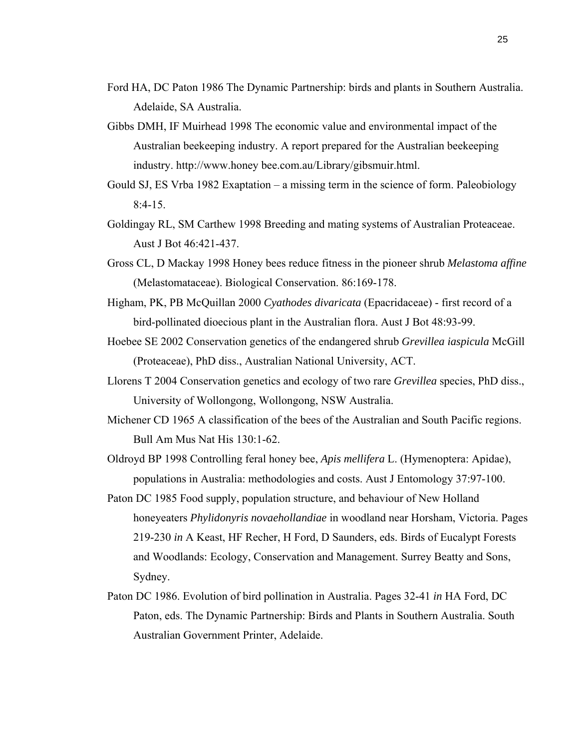Ford HA, DC Paton 1986 The Dynamic Partnership: birds and plants in Southern Australia. Adelaide, SA Australia.

Gibbs DMH, IF Muirhead 1998 The economic value and environmental impact of the Australian beekeeping industry. A report prepared for the Australian beekeeping industry. http://www.honey bee.com.au/Library/gibsmuir.html.

Gould SJ, ES Vrba 1982 Exaptation – a missing term in the science of form. Paleobiology 8:4-15.

Goldingay RL, SM Carthew 1998 Breeding and mating systems of Australian Proteaceae. Aust J Bot 46:421-437.

Gross CL, D Mackay 1998 Honey bees reduce fitness in the pioneer shrub *Melastoma affine* (Melastomataceae). Biological Conservation. 86:169-178.

Higham, PK, PB McQuillan 2000 *Cyathodes divaricata* (Epacridaceae) - first record of a bird-pollinated dioecious plant in the Australian flora. Aust J Bot 48:93-99.

Hoebee SE 2002 Conservation genetics of the endangered shrub *Grevillea iaspicula* McGill (Proteaceae), PhD diss., Australian National University, ACT.

Llorens T 2004 Conservation genetics and ecology of two rare *Grevillea* species, PhD diss., University of Wollongong, Wollongong, NSW Australia.

Michener CD 1965 A classification of the bees of the Australian and South Pacific regions. Bull Am Mus Nat His 130:1-62.

Oldroyd BP 1998 Controlling feral honey bee, *Apis mellifera* L. (Hymenoptera: Apidae), populations in Australia: methodologies and costs. Aust J Entomology 37:97-100.

Paton DC 1985 Food supply, population structure, and behaviour of New Holland honeyeaters *Phylidonyris novaehollandiae* in woodland near Horsham, Victoria. Pages 219-230 *in* A Keast, HF Recher, H Ford, D Saunders, eds. Birds of Eucalypt Forests and Woodlands: Ecology, Conservation and Management. Surrey Beatty and Sons, Sydney.

Paton DC 1986. Evolution of bird pollination in Australia. Pages 32-41 *in* HA Ford, DC Paton, eds. The Dynamic Partnership: Birds and Plants in Southern Australia. South Australian Government Printer, Adelaide.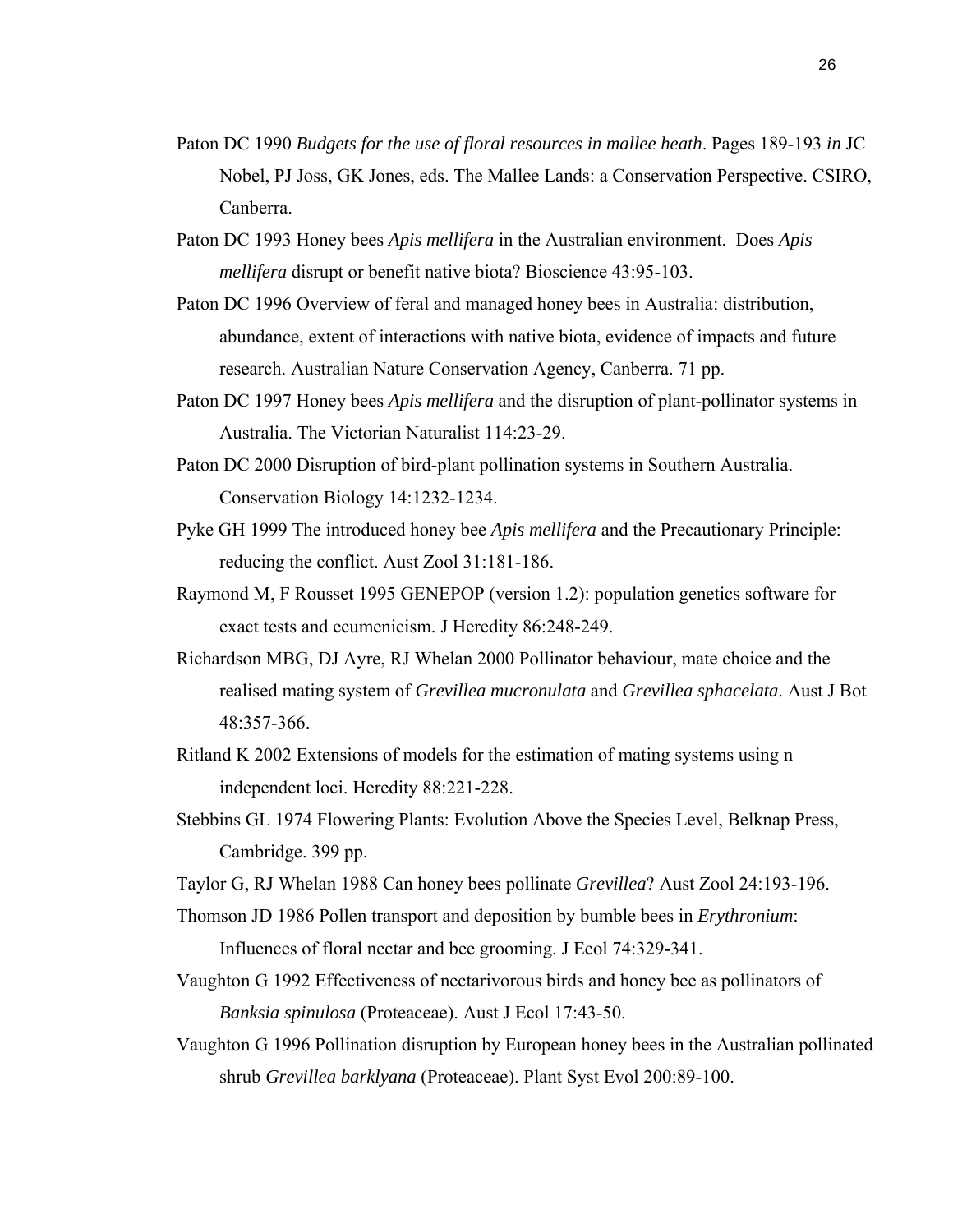Paton DC 1990 *Budgets for the use of floral resources in mallee heath*. Pages 189-193 *in* JC Nobel, PJ Joss, GK Jones, eds. The Mallee Lands: a Conservation Perspective. CSIRO, Canberra.

Paton DC 1993 Honey bees *Apis mellifera* in the Australian environment. Does *Apis mellifera* disrupt or benefit native biota? Bioscience 43:95-103.

Paton DC 1996 Overview of feral and managed honey bees in Australia: distribution, abundance, extent of interactions with native biota, evidence of impacts and future research. Australian Nature Conservation Agency, Canberra. 71 pp.

Paton DC 1997 Honey bees *Apis mellifera* and the disruption of plant-pollinator systems in Australia. The Victorian Naturalist 114:23-29.

Paton DC 2000 Disruption of bird-plant pollination systems in Southern Australia. Conservation Biology 14:1232-1234.

Pyke GH 1999 The introduced honey bee *Apis mellifera* and the Precautionary Principle: reducing the conflict. Aust Zool 31:181-186.

Raymond M, F Rousset 1995 GENEPOP (version 1.2): population genetics software for exact tests and ecumenicism. J Heredity 86:248-249.

Richardson MBG, DJ Ayre, RJ Whelan 2000 Pollinator behaviour, mate choice and the realised mating system of *Grevillea mucronulata* and *Grevillea sphacelata*. Aust J Bot 48:357-366.

Ritland K 2002 Extensions of models for the estimation of mating systems using n independent loci. Heredity 88:221-228.

Stebbins GL 1974 Flowering Plants: Evolution Above the Species Level, Belknap Press, Cambridge. 399 pp.

Taylor G, RJ Whelan 1988 Can honey bees pollinate *Grevillea*? Aust Zool 24:193-196.

Thomson JD 1986 Pollen transport and deposition by bumble bees in *Erythronium*: Influences of floral nectar and bee grooming. J Ecol 74:329-341.

Vaughton G 1992 Effectiveness of nectarivorous birds and honey bee as pollinators of *Banksia spinulosa* (Proteaceae). Aust J Ecol 17:43-50.

Vaughton G 1996 Pollination disruption by European honey bees in the Australian pollinated shrub *Grevillea barklyana* (Proteaceae). Plant Syst Evol 200:89-100.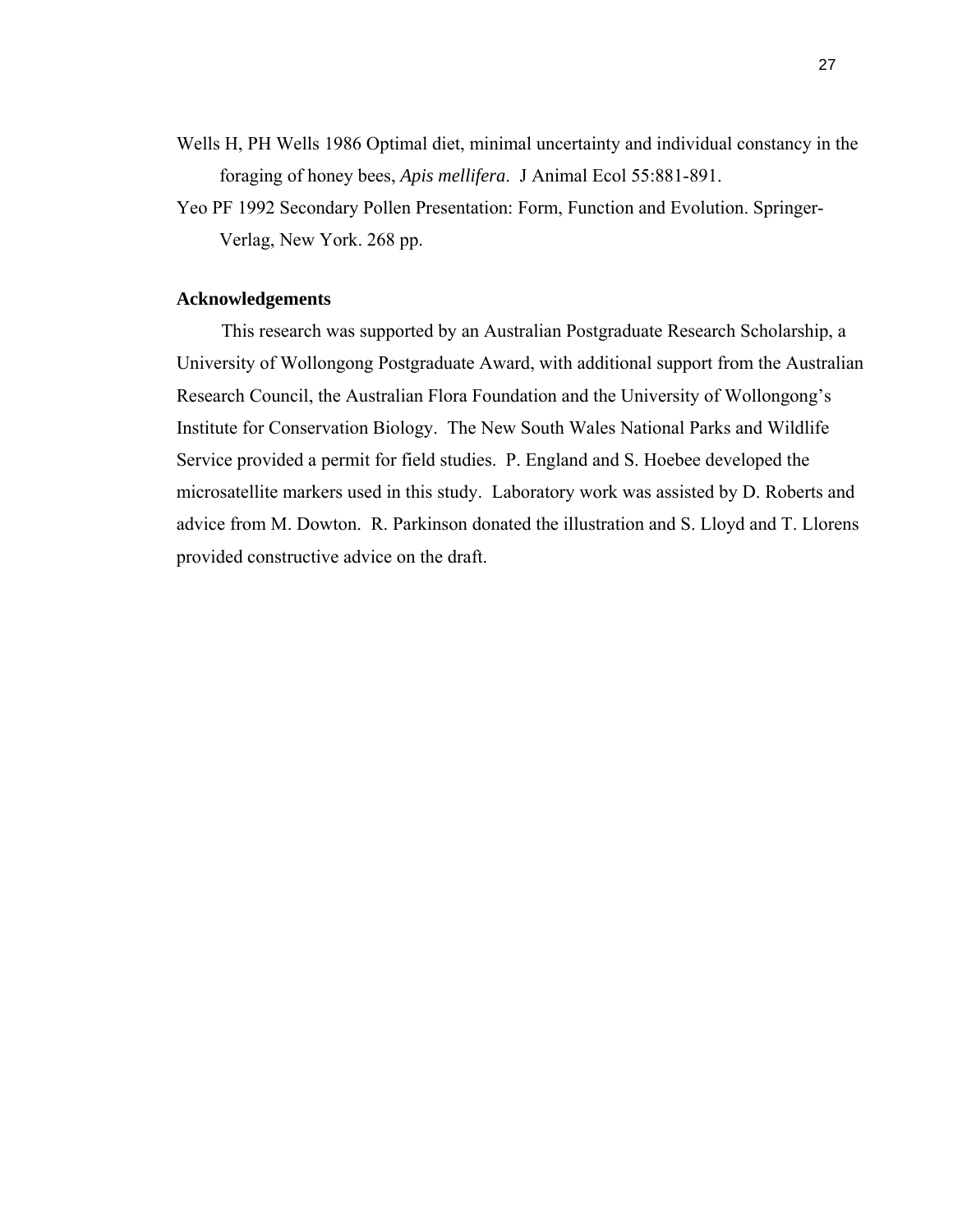Wells H, PH Wells 1986 Optimal diet, minimal uncertainty and individual constancy in the foraging of honey bees, *Apis mellifera*. J Animal Ecol 55:881-891.

Yeo PF 1992 Secondary Pollen Presentation: Form, Function and Evolution. Springer-Verlag, New York. 268 pp.

## Acknowledgements

This research was supported by an Australian Postgraduate Research Scholarship, a University of Wollongong Postgraduate Award, with additional support from the Australian Research Council, the Australian Flora Foundation and the University of Wollongong's Institute for Conservation Biology. The New South Wales National Parks and Wildlife Service provided a permit for field studies. P. England and S. Hoebee developed the microsatellite markers used in this study. Laboratory work was assisted by D. Roberts and advice from M. Dowton. R. Parkinson donated the illustration and S. Lloyd and T. Llorens provided constructive advice on the draft.